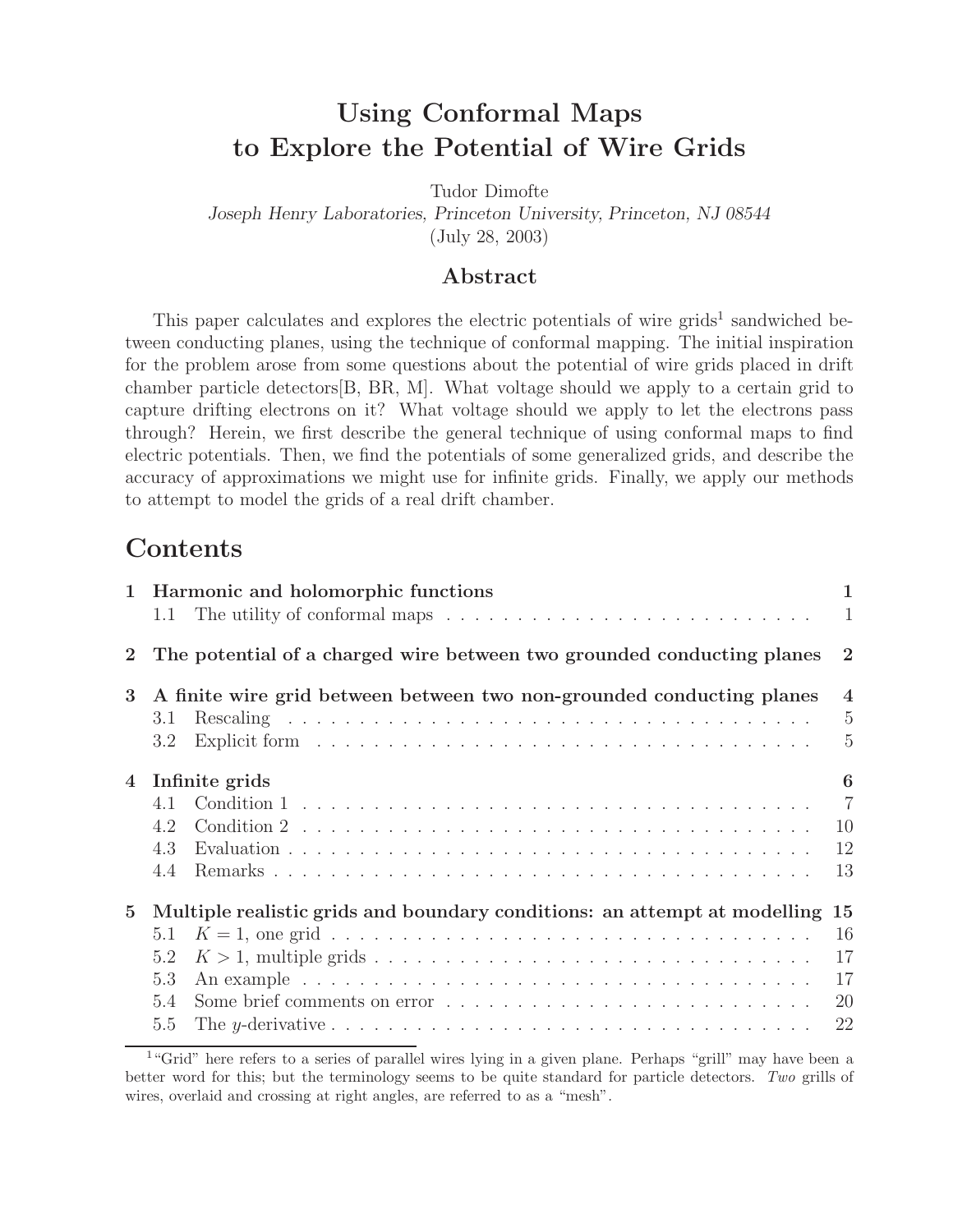# Using Conformal Maps to Explore the Potential of Wire Grids

Tudor Dimofte

*Joseph Henry Laboratories, Princeton University, Princeton, NJ 08544*

(July 28, 2003)

## Abstract

This paper calculates and explores the electric potentials of wire grids[1] sandwiched between conducting planes, using the technique of conformal mapping. The initial inspiration for the problem arose from some questions about the potential of wire grids placed in drift chamber particle detectors[B, BR, M]. What voltage should we apply to a certain grid to capture drifting electrons on it? What voltage should we apply to let the electrons pass through? Herein, we first describe the general technique of using conformal maps to find electric potentials. Then, we find the potentials of some generalized grids, and describe the accuracy of approximations we might use for infinite grids. Finally, we apply our methods to attempt to model the grids of a real drift chamber.

# Contents

| | | |
|---|---|---|
| **1** | **Harmonic and holomorphic functions** | **1** |
| 1.1 | The utility of conformal maps | 1 |
| **2** | **The potential of a charged wire between two grounded conducting planes** | **2** |
| **3** | **A finite wire grid between between two non-grounded conducting planes** | **4** |
| 3.1 | Rescaling | 5 |
| 3.2 | Explicit form | 5 |
| **4** | **Infinite grids** | **6** |
| 4.1 | Condition 1 | 7 |
| 4.2 | Condition 2 | 10 |
| 4.3 | Evaluation | 12 |
| 4.4 | Remarks | 13 |
| **5** | **Multiple realistic grids and boundary conditions: an attempt at modelling** | **15** |
| 5.1 | $K = 1$, one grid | 16 |
| 5.2 | $K > 1$, multiple grids | 17 |
| 5.3 | An example | 17 |
| 5.4 | Some brief comments on error | 20 |
| 5.5 | The $y$-derivative | 22 |

[1] "Grid" here refers to a series of parallel wires lying in a given plane. Perhaps "grill" may have been a better word for this; but the terminology seems to be quite standard for particle detectors. *Two* grills of wires, overlaid and crossing at right angles, are referred to as a "mesh".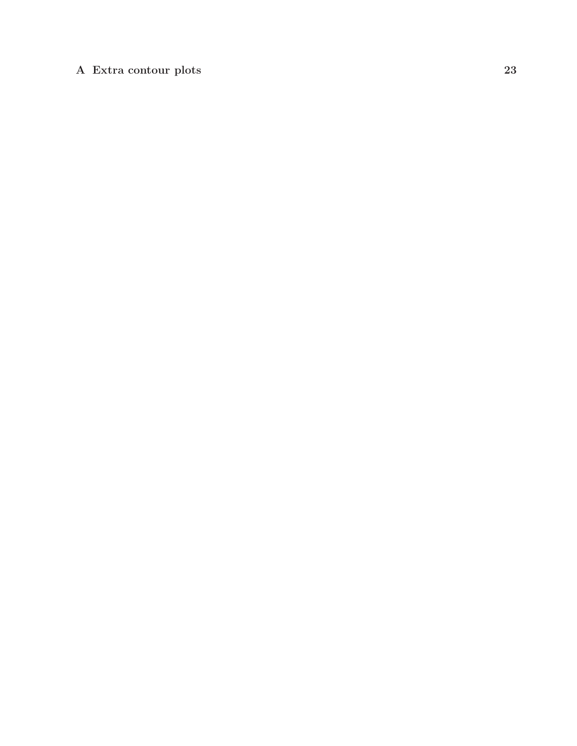A Extra contour plots 23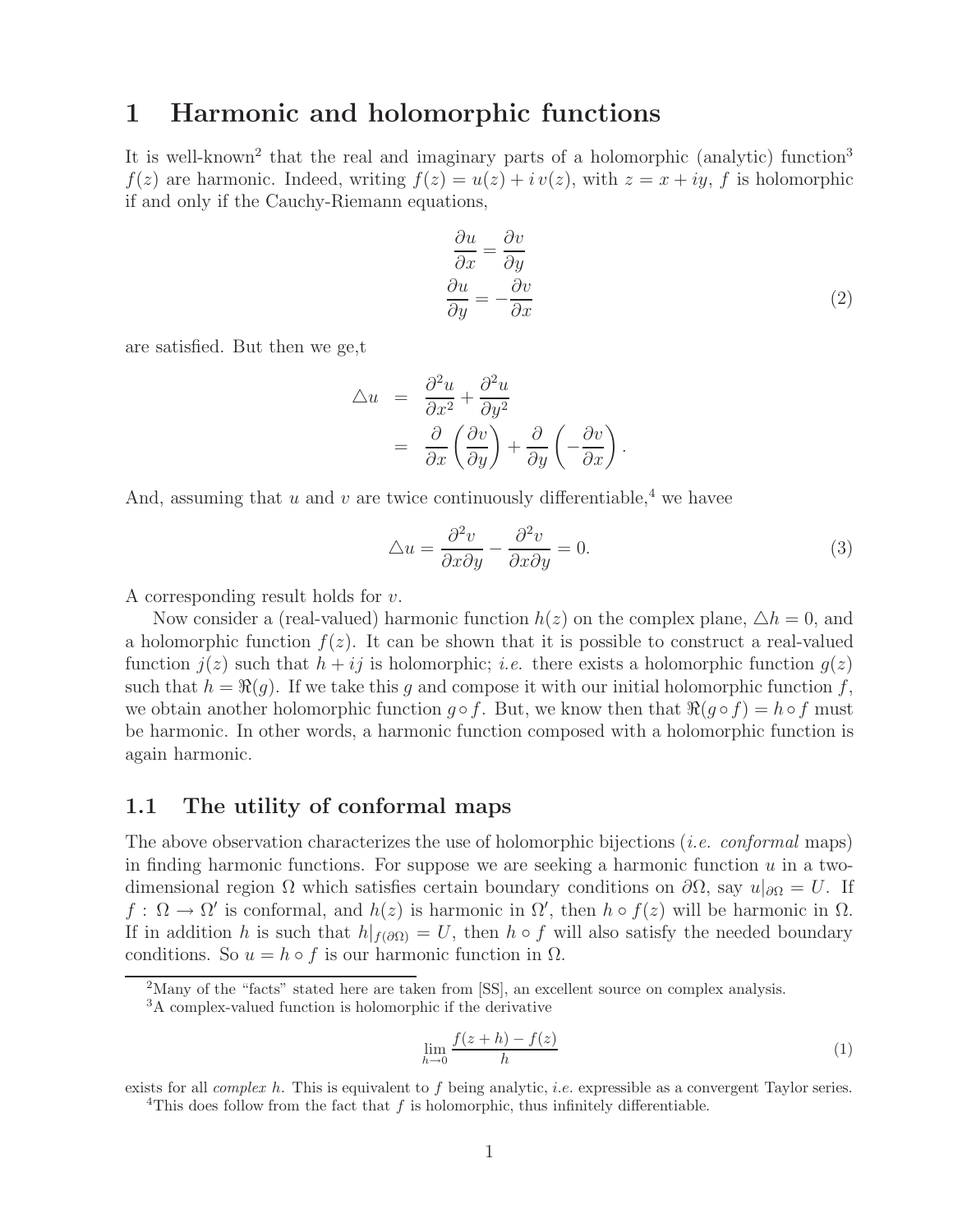# 1 Harmonic and holomorphic functions

It is well-known[2] that the real and imaginary parts of a holomorphic (analytic) function[3] $f(z)$ are harmonic. Indeed, writing $f(z) = u(z) + i\,v(z)$, with $z = x + iy$, $f$ is holomorphic if and only if the Cauchy-Riemann equations,

$$
\begin{aligned}
\frac{\partial u}{\partial x} &= \frac{\partial v}{\partial y} \\
\frac{\partial u}{\partial y} &= -\frac{\partial v}{\partial x}
\end{aligned}
\tag{2}
$$

are satisfied. But then we ge,t

$$
\begin{aligned}
\triangle u &= \frac{\partial^2 u}{\partial x^2} + \frac{\partial^2 u}{\partial y^2} \\
&= \frac{\partial}{\partial x}\left(\frac{\partial v}{\partial y}\right) + \frac{\partial}{\partial y}\left(-\frac{\partial v}{\partial x}\right).
\end{aligned}
$$

And, assuming that $u$ and $v$ are twice continuously differentiable,[4] we havee

$$
\triangle u = \frac{\partial^2 v}{\partial x \partial y} - \frac{\partial^2 v}{\partial x \partial y} = 0. \tag{3}
$$

A corresponding result holds for $v$.

Now consider a (real-valued) harmonic function $h(z)$ on the complex plane, $\triangle h = 0$, and a holomorphic function $f(z)$. It can be shown that it is possible to construct a real-valued function $j(z)$ such that $h + ij$ is holomorphic; *i.e.* there exists a holomorphic function $g(z)$ such that $h = \Re(g)$. If we take this $g$ and compose it with our initial holomorphic function $f$, we obtain another holomorphic function $g \circ f$. But, we know then that $\Re(g \circ f) = h \circ f$ must be harmonic. In other words, a harmonic function composed with a holomorphic function is again harmonic.

## 1.1 The utility of conformal maps

The above observation characterizes the use of holomorphic bijections (*i.e. conformal* maps) in finding harmonic functions. For suppose we are seeking a harmonic function $u$ in a two-dimensional region $\Omega$ which satisfies certain boundary conditions on $\partial\Omega$, say $u|_{\partial\Omega} = U$. If $f : \Omega \to \Omega'$ is conformal, and $h(z)$ is harmonic in $\Omega'$, then $h \circ f(z)$ will be harmonic in $\Omega$. If in addition $h$ is such that $h|_{f(\partial\Omega)} = U$, then $h \circ f$ will also satisfy the needed boundary conditions. So $u = h \circ f$ is our harmonic function in $\Omega$.

---

[2] Many of the "facts" stated here are taken from [SS], an excellent source on complex analysis.

[3] A complex-valued function is holomorphic if the derivative

$$
\lim_{h \to 0} \frac{f(z+h) - f(z)}{h} \tag{1}
$$

exists for all *complex* $h$. This is equivalent to $f$ being analytic, *i.e.* expressible as a convergent Taylor series.

[4] This does follow from the fact that $f$ is holomorphic, thus infinitely differentiable.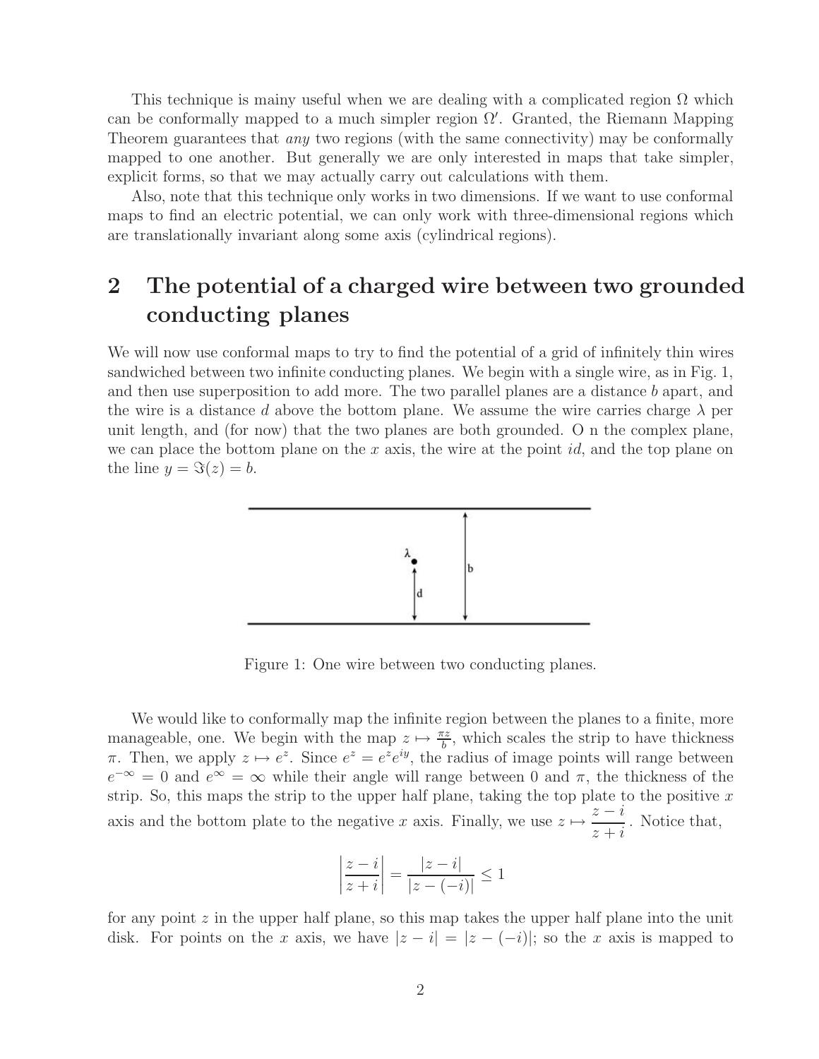This technique is mainy useful when we are dealing with a complicated region $\Omega$ which can be conformally mapped to a much simpler region $\Omega'$. Granted, the Riemann Mapping Theorem guarantees that *any* two regions (with the same connectivity) may be conformally mapped to one another. But generally we are only interested in maps that take simpler, explicit forms, so that we may actually carry out calculations with them.

Also, note that this technique only works in two dimensions. If we want to use conformal maps to find an electric potential, we can only work with three-dimensional regions which are translationally invariant along some axis (cylindrical regions).

## 2 The potential of a charged wire between two grounded conducting planes

We will now use conformal maps to try to find the potential of a grid of infinitely thin wires sandwiched between two infinite conducting planes. We begin with a single wire, as in Fig. 1, and then use superposition to add more. The two parallel planes are a distance $b$ apart, and the wire is a distance $d$ above the bottom plane. We assume the wire carries charge $\lambda$ per unit length, and (for now) that the two planes are both grounded. O n the complex plane, we can place the bottom plane on the $x$ axis, the wire at the point $id$, and the top plane on the line $y = \Im(z) = b$.

λ

b

d

Figure 1: One wire between two conducting planes.

We would like to conformally map the infinite region between the planes to a finite, more manageable, one. We begin with the map $z \mapsto \frac{\pi z}{b}$, which scales the strip to have thickness $\pi$. Then, we apply $z \mapsto e^z$. Since $e^z = e^z e^{iy}$, the radius of image points will range between $e^{-\infty} = 0$ and $e^{\infty} = \infty$ while their angle will range between 0 and $\pi$, the thickness of the strip. So, this maps the strip to the upper half plane, taking the top plate to the positive $x$ axis and the bottom plate to the negative $x$ axis. Finally, we use $z \mapsto \dfrac{z-i}{z+i}$. Notice that,

$$\left|\frac{z-i}{z+i}\right| = \frac{|z-i|}{|z-(-i)|} \leq 1$$

for any point $z$ in the upper half plane, so this map takes the upper half plane into the unit disk. For points on the $x$ axis, we have $|z - i| = |z - (-i)|$; so the $x$ axis is mapped to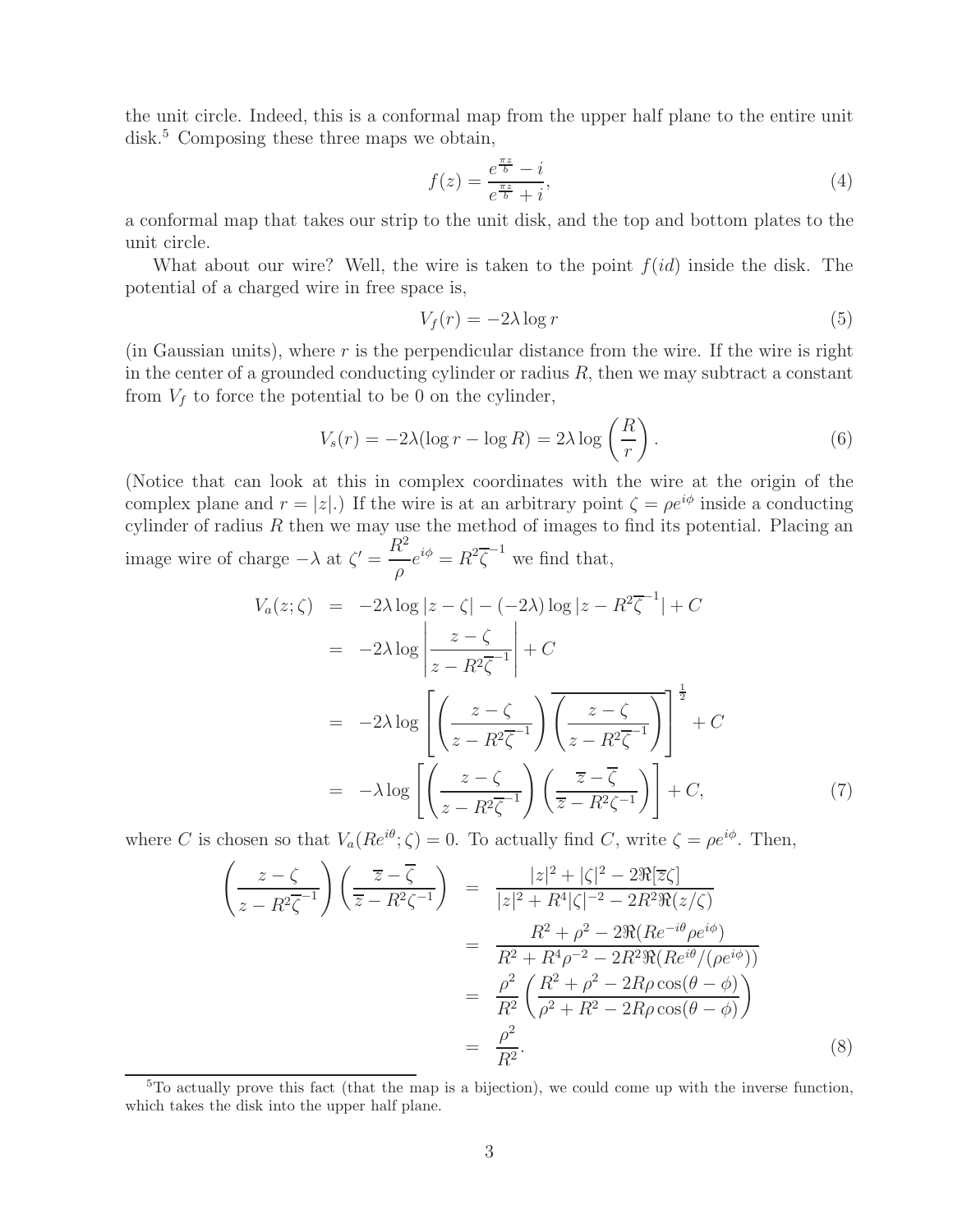the unit circle. Indeed, this is a conformal map from the upper half plane to the entire unit disk.[5] Composing these three maps we obtain,

$$f(z) = \frac{e^{\frac{\pi z}{b}} - i}{e^{\frac{\pi z}{b}} + i}, \tag{4}$$

a conformal map that takes our strip to the unit disk, and the top and bottom plates to the unit circle.

What about our wire? Well, the wire is taken to the point $f(id)$ inside the disk. The potential of a charged wire in free space is,

$$V_f(r) = -2\lambda \log r \tag{5}$$

(in Gaussian units), where $r$ is the perpendicular distance from the wire. If the wire is right in the center of a grounded conducting cylinder or radius $R$, then we may subtract a constant from $V_f$ to force the potential to be 0 on the cylinder,

$$V_s(r) = -2\lambda(\log r - \log R) = 2\lambda \log\left(\frac{R}{r}\right). \tag{6}$$

(Notice that can look at this in complex coordinates with the wire at the origin of the complex plane and $r = |z|$.) If the wire is at an arbitrary point $\zeta = \rho e^{i\phi}$ inside a conducting cylinder of radius $R$ then we may use the method of images to find its potential. Placing an image wire of charge $-\lambda$ at $\zeta' = \frac{R^2}{\rho} e^{i\phi} = R^2 \overline{\zeta}^{-1}$ we find that,

$$\begin{aligned}
V_a(z;\zeta) &= -2\lambda \log|z - \zeta| - (-2\lambda)\log|z - R^2\overline{\zeta}^{-1}| + C \\
&= -2\lambda \log\left|\frac{z - \zeta}{z - R^2\overline{\zeta}^{-1}}\right| + C \\
&= -2\lambda \log\left[\left(\frac{z - \zeta}{z - R^2\overline{\zeta}^{-1}}\right)\overline{\left(\frac{z - \zeta}{z - R^2\overline{\zeta}^{-1}}\right)}\right]^{\frac{1}{2}} + C \\
&= -\lambda \log\left[\left(\frac{z - \zeta}{z - R^2\overline{\zeta}^{-1}}\right)\left(\frac{\overline{z} - \overline{\zeta}}{\overline{z} - R^2\zeta^{-1}}\right)\right] + C,
\end{aligned} \tag{7}$$

where $C$ is chosen so that $V_a(Re^{i\theta};\zeta) = 0$. To actually find $C$, write $\zeta = \rho e^{i\phi}$. Then,

$$\begin{aligned}
\left(\frac{z - \zeta}{z - R^2\overline{\zeta}^{-1}}\right)\left(\frac{\overline{z} - \overline{\zeta}}{\overline{z} - R^2\zeta^{-1}}\right) &= \frac{|z|^2 + |\zeta|^2 - 2\Re[\overline{z}\zeta]}{|z|^2 + R^4|\zeta|^{-2} - 2R^2\Re(z/\zeta)} \\
&= \frac{R^2 + \rho^2 - 2\Re(Re^{-i\theta}\rho e^{i\phi})}{R^2 + R^4\rho^{-2} - 2R^2\Re(Re^{i\theta}/(\rho e^{i\phi}))} \\
&= \frac{\rho^2}{R^2}\left(\frac{R^2 + \rho^2 - 2R\rho\cos(\theta - \phi)}{\rho^2 + R^2 - 2R\rho\cos(\theta - \phi)}\right) \\
&= \frac{\rho^2}{R^2}.
\end{aligned} \tag{8}$$

[5]To actually prove this fact (that the map is a bijection), we could come up with the inverse function, which takes the disk into the upper half plane.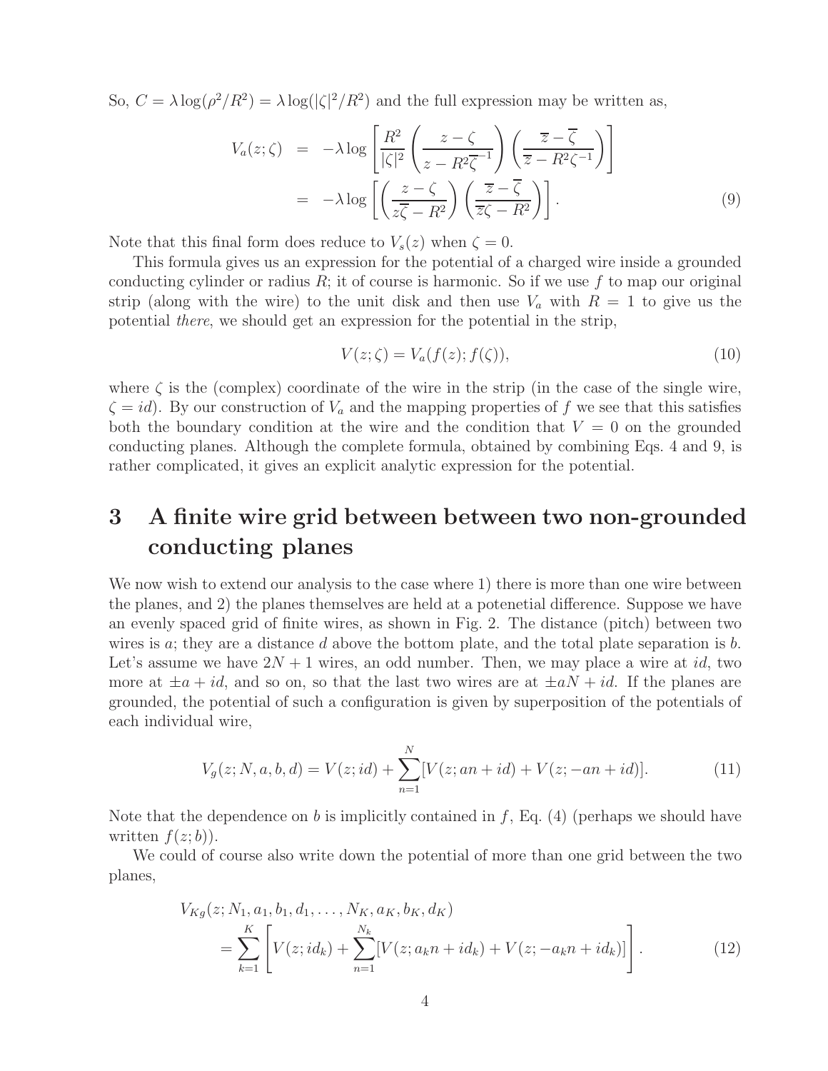So, $C = \lambda \log(\rho^2/R^2) = \lambda \log(|\zeta|^2/R^2)$ and the full expression may be written as,

$$
\begin{aligned}
V_a(z;\zeta) &= -\lambda \log \left[ \frac{R^2}{|\zeta|^2} \left( \frac{z-\zeta}{z - R^2\overline{\zeta}^{-1}} \right) \left( \frac{\overline{z} - \overline{\zeta}}{\overline{z} - R^2\zeta^{-1}} \right) \right] \\
&= -\lambda \log \left[ \left( \frac{z-\zeta}{z\overline{\zeta} - R^2} \right) \left( \frac{\overline{z} - \overline{\zeta}}{\overline{z}\zeta - R^2} \right) \right]. \qquad (9)
\end{aligned}
$$

Note that this final form does reduce to $V_s(z)$ when $\zeta = 0$.

This formula gives us an expression for the potential of a charged wire inside a grounded conducting cylinder or radius $R$; it of course is harmonic. So if we use $f$ to map our original strip (along with the wire) to the unit disk and then use $V_a$ with $R = 1$ to give us the potential *there*, we should get an expression for the potential in the strip,

$$
V(z;\zeta) = V_a(f(z); f(\zeta)), \qquad (10)
$$

where $\zeta$ is the (complex) coordinate of the wire in the strip (in the case of the single wire, $\zeta = id$). By our construction of $V_a$ and the mapping properties of $f$ we see that this satisfies both the boundary condition at the wire and the condition that $V = 0$ on the grounded conducting planes. Although the complete formula, obtained by combining Eqs. 4 and 9, is rather complicated, it gives an explicit analytic expression for the potential.

# 3 A finite wire grid between between two non-grounded conducting planes

We now wish to extend our analysis to the case where 1) there is more than one wire between the planes, and 2) the planes themselves are held at a potenetial difference. Suppose we have an evenly spaced grid of finite wires, as shown in Fig. 2. The distance (pitch) between two wires is $a$; they are a distance $d$ above the bottom plate, and the total plate separation is $b$. Let's assume we have $2N + 1$ wires, an odd number. Then, we may place a wire at $id$, two more at $\pm a + id$, and so on, so that the last two wires are at $\pm aN + id$. If the planes are grounded, the potential of such a configuration is given by superposition of the potentials of each individual wire,

$$
V_g(z; N, a, b, d) = V(z; id) + \sum_{n=1}^{N} [V(z; an + id) + V(z; -an + id)]. \qquad (11)
$$

Note that the dependence on $b$ is implicitly contained in $f$, Eq. (4) (perhaps we should have written $f(z; b)$).

We could of course also write down the potential of more than one grid between the two planes,

$$
\begin{aligned}
&V_{Kg}(z; N_1, a_1, b_1, d_1, \ldots, N_K, a_K, b_K, d_K) \\
&\quad = \sum_{k=1}^{K} \left[ V(z; id_k) + \sum_{n=1}^{N_k} [V(z; a_k n + id_k) + V(z; -a_k n + id_k)] \right]. \qquad (12)
\end{aligned}
$$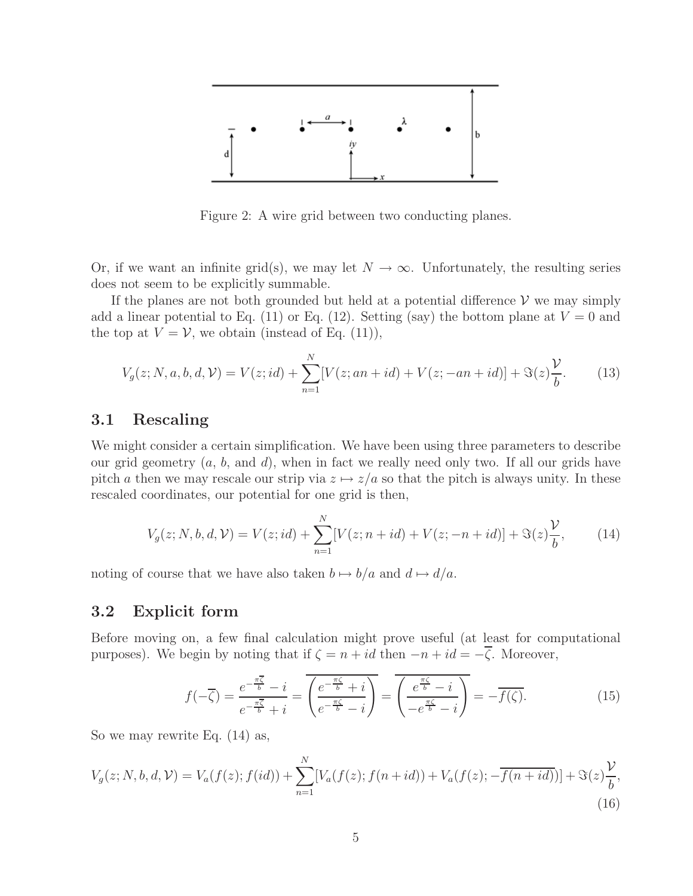Figure 2: A wire grid between two conducting planes.

Or, if we want an infinite grid(s), we may let $N \to \infty$. Unfortunately, the resulting series does not seem to be explicitly summable.

If the planes are not both grounded but held at a potential difference $\mathcal{V}$ we may simply add a linear potential to Eq. (11) or Eq. (12). Setting (say) the bottom plane at $V = 0$ and the top at $V = \mathcal{V}$, we obtain (instead of Eq. (11)),

$$V_g(z; N, a, b, d, \mathcal{V}) = V(z; id) + \sum_{n=1}^{N} [V(z; an + id) + V(z; -an + id)] + \Im(z)\frac{\mathcal{V}}{b}. \tag{13}$$

## 3.1 Rescaling

We might consider a certain simplification. We have been using three parameters to describe our grid geometry ($a$, $b$, and $d$), when in fact we really need only two. If all our grids have pitch $a$ then we may rescale our strip via $z \mapsto z/a$ so that the pitch is always unity. In these rescaled coordinates, our potential for one grid is then,

$$V_g(z; N, b, d, \mathcal{V}) = V(z; id) + \sum_{n=1}^{N} [V(z; n + id) + V(z; -n + id)] + \Im(z)\frac{\mathcal{V}}{b}, \tag{14}$$

noting of course that we have also taken $b \mapsto b/a$ and $d \mapsto d/a$.

## 3.2 Explicit form

Before moving on, a few final calculation might prove useful (at least for computational purposes). We begin by noting that if $\zeta = n + id$ then $-n + id = -\overline{\zeta}$. Moreover,

$$f(-\overline{\zeta}) = \frac{e^{-\frac{\pi\overline{\zeta}}{b}} - i}{e^{-\frac{\pi\overline{\zeta}}{b}} + i} = \overline{\left(\frac{e^{-\frac{\pi\zeta}{b}} + i}{e^{-\frac{\pi\zeta}{b}} - i}\right)} = \overline{\left(\frac{e^{\frac{\pi\zeta}{b}} - i}{-e^{\frac{\pi\zeta}{b}} - i}\right)} = -\overline{f(\zeta)}. \tag{15}$$

So we may rewrite Eq. (14) as,

$$V_g(z; N, b, d, \mathcal{V}) = V_a(f(z); f(id)) + \sum_{n=1}^{N} [V_a(f(z); f(n + id)) + V_a(f(z); -\overline{f(n + id)})] + \Im(z)\frac{\mathcal{V}}{b}, \tag{16}$$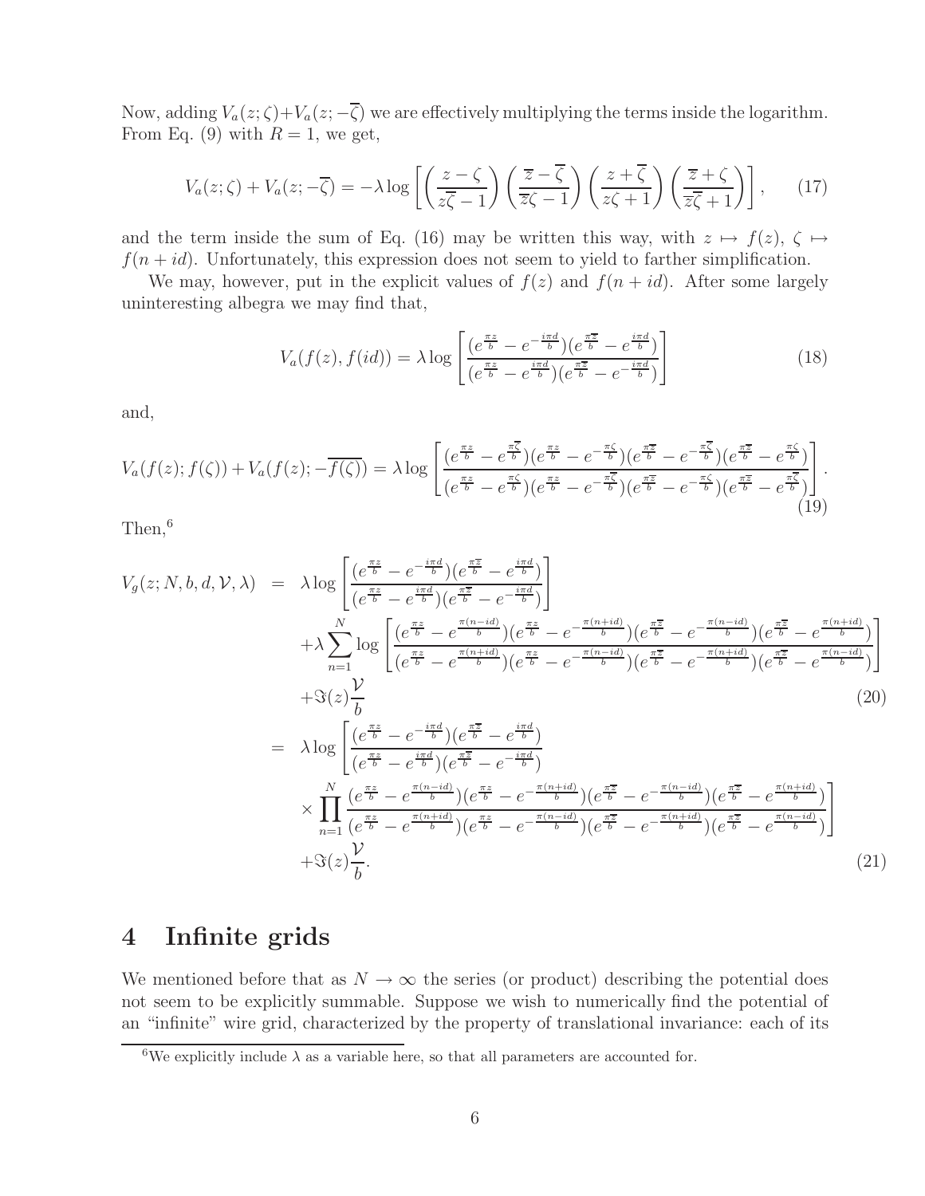Now, adding $V_a(z;\zeta)+V_a(z;-\overline{\zeta})$ we are effectively multiplying the terms inside the logarithm. From Eq. (9) with $R=1$, we get,

$$
V_a(z;\zeta)+V_a(z;-\overline{\zeta}) = -\lambda \log\left[\left(\frac{z-\zeta}{z\overline{\zeta}-1}\right)\left(\frac{\overline{z}-\overline{\zeta}}{\overline{z}\zeta-1}\right)\left(\frac{z+\overline{\zeta}}{z\zeta+1}\right)\left(\frac{\overline{z}+\zeta}{\overline{z}\overline{\zeta}+1}\right)\right], \tag{17}
$$

and the term inside the sum of Eq. (16) may be written this way, with $z \mapsto f(z)$, $\zeta \mapsto f(n+id)$. Unfortunately, this expression does not seem to yield to farther simplification.

We may, however, put in the explicit values of $f(z)$ and $f(n+id)$. After some largely uninteresting albegra we may find that,

$$
V_a(f(z),f(id)) = \lambda \log\left[\frac{(e^{\frac{\pi z}{b}}-e^{-\frac{i\pi d}{b}})(e^{\frac{\pi\overline{z}}{b}}-e^{\frac{i\pi d}{b}})}{(e^{\frac{\pi z}{b}}-e^{\frac{i\pi d}{b}})(e^{\frac{\pi\overline{z}}{b}}-e^{-\frac{i\pi d}{b}})}\right] \tag{18}
$$

and,

$$
V_a(f(z);f(\zeta))+V_a(f(z);-\overline{f(\zeta)}) = \lambda \log\left[\frac{(e^{\frac{\pi z}{b}}-e^{\frac{\pi\overline{\zeta}}{b}})(e^{\frac{\pi z}{b}}-e^{-\frac{\pi\zeta}{b}})(e^{\frac{\pi\overline{z}}{b}}-e^{-\frac{\pi\overline{\zeta}}{b}})(e^{\frac{\pi\overline{z}}{b}}-e^{\frac{\pi\zeta}{b}})}{(e^{\frac{\pi z}{b}}-e^{\frac{\pi\zeta}{b}})(e^{\frac{\pi z}{b}}-e^{-\frac{\pi\overline{\zeta}}{b}})(e^{\frac{\pi\overline{z}}{b}}-e^{-\frac{\pi\zeta}{b}})(e^{\frac{\pi\overline{z}}{b}}-e^{\frac{\pi\overline{\zeta}}{b}})}\right]. \tag{19}
$$

Then,[6]

$$
\begin{aligned}
V_g(z;N,b,d,\mathcal{V},\lambda) &= \lambda \log\left[\frac{(e^{\frac{\pi z}{b}}-e^{-\frac{i\pi d}{b}})(e^{\frac{\pi\overline{z}}{b}}-e^{\frac{i\pi d}{b}})}{(e^{\frac{\pi z}{b}}-e^{\frac{i\pi d}{b}})(e^{\frac{\pi\overline{z}}{b}}-e^{-\frac{i\pi d}{b}})}\right] \\
&\quad +\lambda\sum_{n=1}^{N}\log\left[\frac{(e^{\frac{\pi z}{b}}-e^{\frac{\pi(n-id)}{b}})(e^{\frac{\pi z}{b}}-e^{-\frac{\pi(n+id)}{b}})(e^{\frac{\pi\overline{z}}{b}}-e^{-\frac{\pi(n-id)}{b}})(e^{\frac{\pi\overline{z}}{b}}-e^{\frac{\pi(n+id)}{b}})}{(e^{\frac{\pi z}{b}}-e^{\frac{\pi(n+id)}{b}})(e^{\frac{\pi z}{b}}-e^{-\frac{\pi(n-id)}{b}})(e^{\frac{\pi\overline{z}}{b}}-e^{-\frac{\pi(n+id)}{b}})(e^{\frac{\pi\overline{z}}{b}}-e^{\frac{\pi(n-id)}{b}})}\right] \\
&\quad +\Im(z)\frac{\mathcal{V}}{b} \qquad (20) \\
&= \lambda \log\left[\frac{(e^{\frac{\pi z}{b}}-e^{-\frac{i\pi d}{b}})(e^{\frac{\pi\overline{z}}{b}}-e^{\frac{i\pi d}{b}})}{(e^{\frac{\pi z}{b}}-e^{\frac{i\pi d}{b}})(e^{\frac{\pi\overline{z}}{b}}-e^{-\frac{i\pi d}{b}})}\right. \\
&\quad \left.\times\prod_{n=1}^{N}\frac{(e^{\frac{\pi z}{b}}-e^{\frac{\pi(n-id)}{b}})(e^{\frac{\pi z}{b}}-e^{-\frac{\pi(n+id)}{b}})(e^{\frac{\pi\overline{z}}{b}}-e^{-\frac{\pi(n-id)}{b}})(e^{\frac{\pi\overline{z}}{b}}-e^{\frac{\pi(n+id)}{b}})}{(e^{\frac{\pi z}{b}}-e^{\frac{\pi(n+id)}{b}})(e^{\frac{\pi z}{b}}-e^{-\frac{\pi(n-id)}{b}})(e^{\frac{\pi\overline{z}}{b}}-e^{-\frac{\pi(n+id)}{b}})(e^{\frac{\pi\overline{z}}{b}}-e^{\frac{\pi(n-id)}{b}})}\right] \\
&\quad +\Im(z)\frac{\mathcal{V}}{b}. \qquad (21)
\end{aligned}
$$

# 4 Infinite grids

We mentioned before that as $N\to\infty$ the series (or product) describing the potential does not seem to be explicitly summable. Suppose we wish to numerically find the potential of an "infinite" wire grid, characterized by the property of translational invariance: each of its

[6] We explicitly include $\lambda$ as a variable here, so that all parameters are accounted for.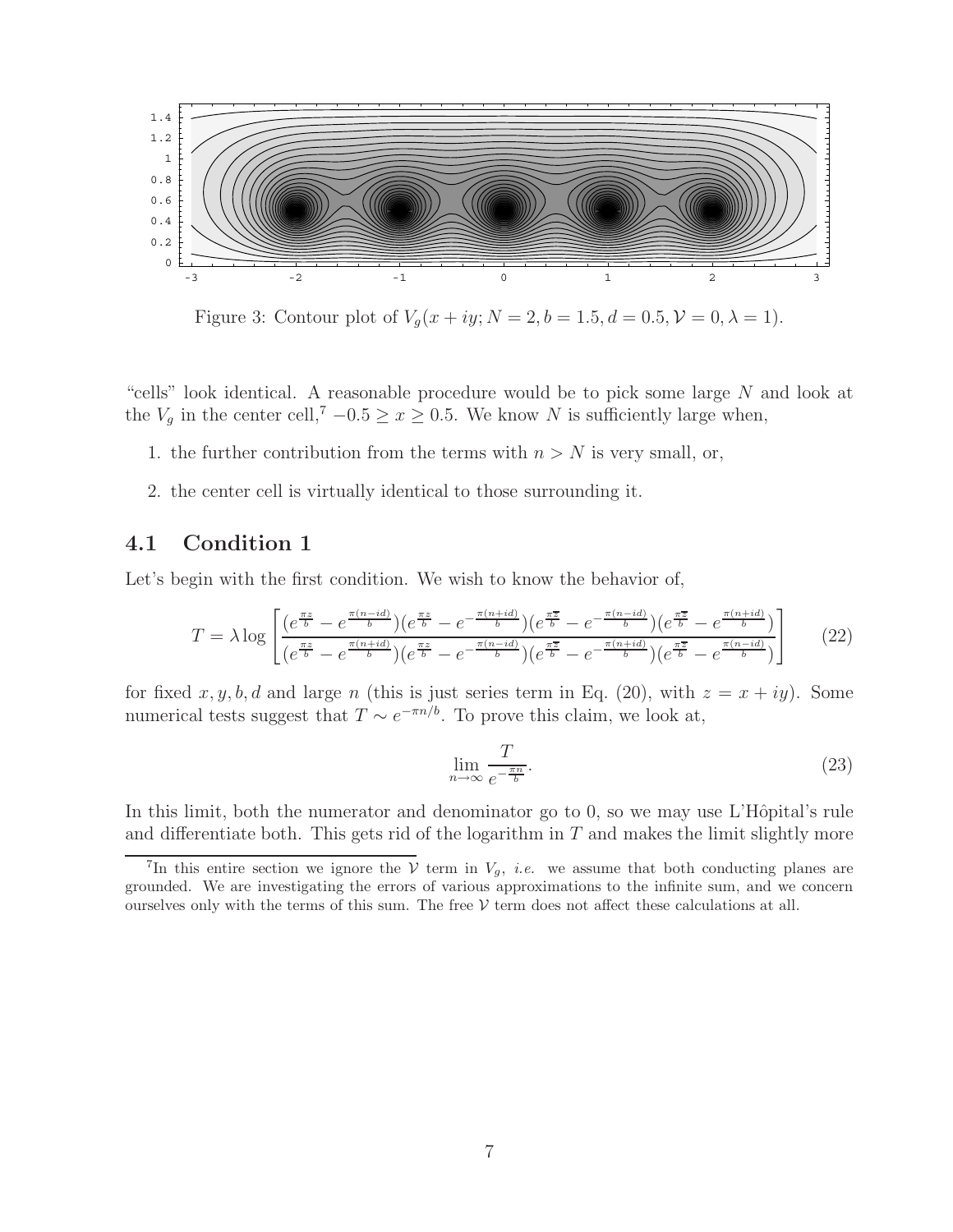Figure 3: Contour plot of $V_g(x+iy; N=2, b=1.5, d=0.5, \mathcal{V}=0, \lambda=1)$.

"cells" look identical. A reasonable procedure would be to pick some large $N$ and look at the $V_g$ in the center cell,[7] $-0.5 \geq x \geq 0.5$. We know $N$ is sufficiently large when,

1. the further contribution from the terms with $n > N$ is very small, or,
2. the center cell is virtually identical to those surrounding it.

## 4.1 Condition 1

Let's begin with the first condition. We wish to know the behavior of,

$$T = \lambda \log \left[ \frac{(e^{\frac{\pi z}{b}} - e^{\frac{\pi(n-id)}{b}})(e^{\frac{\pi z}{b}} - e^{-\frac{\pi(n+id)}{b}})(e^{\frac{\pi \bar{z}}{b}} - e^{-\frac{\pi(n-id)}{b}})(e^{\frac{\pi \bar{z}}{b}} - e^{\frac{\pi(n+id)}{b}})}{(e^{\frac{\pi z}{b}} - e^{\frac{\pi(n+id)}{b}})(e^{\frac{\pi z}{b}} - e^{-\frac{\pi(n-id)}{b}})(e^{\frac{\pi \bar{z}}{b}} - e^{-\frac{\pi(n+id)}{b}})(e^{\frac{\pi \bar{z}}{b}} - e^{\frac{\pi(n-id)}{b}})} \right] \tag{22}$$

for fixed $x, y, b, d$ and large $n$ (this is just series term in Eq. (20), with $z = x + iy$). Some numerical tests suggest that $T \sim e^{-\pi n/b}$. To prove this claim, we look at,

$$\lim_{n \to \infty} \frac{T}{e^{-\frac{\pi n}{b}}}. \tag{23}$$

In this limit, both the numerator and denominator go to 0, so we may use L'Hôpital's rule and differentiate both. This gets rid of the logarithm in $T$ and makes the limit slightly more

[7] In this entire section we ignore the $\mathcal{V}$ term in $V_g$, *i.e.* we assume that both conducting planes are grounded. We are investigating the errors of various approximations to the infinite sum, and we concern ourselves only with the terms of this sum. The free $\mathcal{V}$ term does not affect these calculations at all.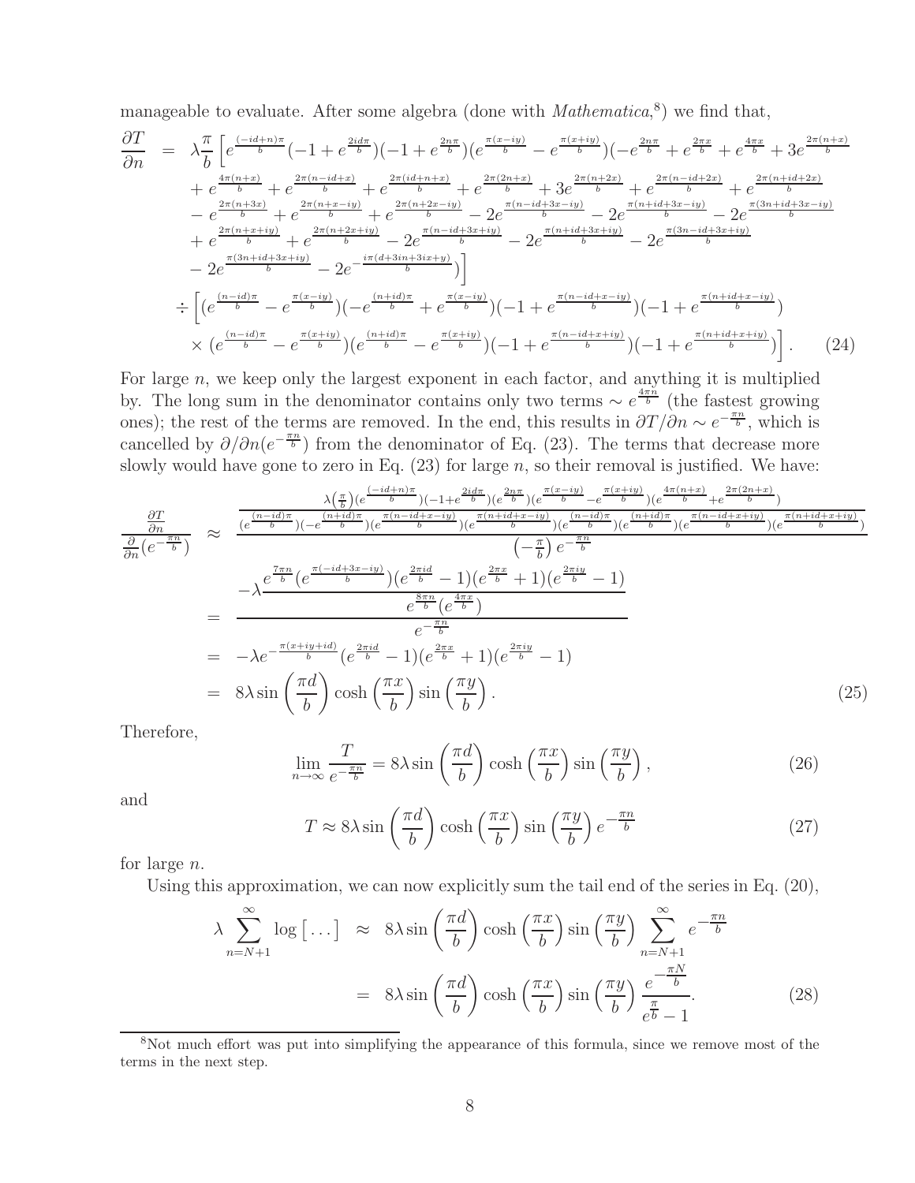manageable to evaluate. After some algebra (done with *Mathematica*,[8]) we find that,

$$
\begin{aligned}
\frac{\partial T}{\partial n} \;=\;& \lambda\frac{\pi}{b}\Big[e^{\frac{(-id+n)\pi}{b}}(-1+e^{\frac{2id\pi}{b}})(-1+e^{\frac{2n\pi}{b}})(e^{\frac{\pi(x-iy)}{b}}-e^{\frac{\pi(x+iy)}{b}})(-e^{\frac{2n\pi}{b}}+e^{\frac{2\pi x}{b}}+e^{\frac{4\pi x}{b}}+3e^{\frac{2\pi(n+x)}{b}} \\
&+e^{\frac{4\pi(n+x)}{b}}+e^{\frac{2\pi(n-id+x)}{b}}+e^{\frac{2\pi(id+n+x)}{b}}+e^{\frac{2\pi(2n+x)}{b}}+3e^{\frac{2\pi(n+2x)}{b}}+e^{\frac{2\pi(n-id+2x)}{b}}+e^{\frac{2\pi(n+id+2x)}{b}} \\
&-e^{\frac{2\pi(n+3x)}{b}}+e^{\frac{2\pi(n+x-iy)}{b}}+e^{\frac{2\pi(n+2x-iy)}{b}}-2e^{\frac{\pi(n-id+3x-iy)}{b}}-2e^{\frac{\pi(n+id+3x-iy)}{b}}-2e^{\frac{\pi(3n+id+3x-iy)}{b}} \\
&+e^{\frac{2\pi(n+x+iy)}{b}}+e^{\frac{2\pi(n+2x+iy)}{b}}-2e^{\frac{\pi(n-id+3x+iy)}{b}}-2e^{\frac{\pi(n+id+3x+iy)}{b}}-2e^{\frac{\pi(3n-id+3x+iy)}{b}} \\
&-2e^{\frac{\pi(3n+id+3x+iy)}{b}}-2e^{-\frac{i\pi(d+3in+3ix+y)}{b}})\Big] \\
&\div\Big[(e^{\frac{(n-id)\pi}{b}}-e^{\frac{\pi(x-iy)}{b}})(-e^{\frac{(n+id)\pi}{b}}+e^{\frac{\pi(x-iy)}{b}})(-1+e^{\frac{\pi(n-id+x-iy)}{b}})(-1+e^{\frac{\pi(n+id+x-iy)}{b}}) \\
&\times(e^{\frac{(n-id)\pi}{b}}-e^{\frac{\pi(x+iy)}{b}})(e^{\frac{(n+id)\pi}{b}}-e^{\frac{\pi(x+iy)}{b}})(-1+e^{\frac{\pi(n-id+x+iy)}{b}})(-1+e^{\frac{\pi(n+id+x+iy)}{b}})\Big]. \qquad (24)
\end{aligned}
$$

For large $n$, we keep only the largest exponent in each factor, and anything it is multiplied by. The long sum in the denominator contains only two terms $\sim e^{\frac{4\pi n}{b}}$ (the fastest growing ones); the rest of the terms are removed. In the end, this results in $\partial T/\partial n \sim e^{-\frac{\pi n}{b}}$, which is cancelled by $\partial/\partial n(e^{-\frac{\pi n}{b}})$ from the denominator of Eq. (23). The terms that decrease more slowly would have gone to zero in Eq. (23) for large $n$, so their removal is justified. We have:

$$
\begin{aligned}
\frac{\frac{\partial T}{\partial n}}{\frac{\partial}{\partial n}(e^{-\frac{\pi n}{b}})} \;\approx\;& \frac{\dfrac{\lambda\left(\frac{\pi}{b}\right)(e^{\frac{(-id+n)\pi}{b}})(-1+e^{\frac{2id\pi}{b}})(e^{\frac{2n\pi}{b}})(e^{\frac{\pi(x-iy)}{b}}-e^{\frac{\pi(x+iy)}{b}})(e^{\frac{4\pi(n+x)}{b}}+e^{\frac{2\pi(2n+x)}{b}})}{(e^{\frac{(n-id)\pi}{b}})(-e^{\frac{(n+id)\pi}{b}})(e^{\frac{\pi(n-id+x-iy)}{b}})(e^{\frac{\pi(n+id+x-iy)}{b}})(e^{\frac{(n-id)\pi}{b}})(e^{\frac{(n+id)\pi}{b}})(e^{\frac{\pi(n-id+x+iy)}{b}})(e^{\frac{\pi(n+id+x+iy)}{b}})}}{\left(-\frac{\pi}{b}\right)e^{-\frac{\pi n}{b}}} \\
=\;& \frac{-\lambda\dfrac{e^{\frac{7\pi n}{b}}(e^{\frac{\pi(-id+3x-iy)}{b}})(e^{\frac{2\pi id}{b}}-1)(e^{\frac{2\pi x}{b}}+1)(e^{\frac{2\pi iy}{b}}-1)}{e^{\frac{8\pi n}{b}}(e^{\frac{4\pi x}{b}})}}{e^{-\frac{\pi n}{b}}} \\
=\;& -\lambda e^{-\frac{\pi(x+iy+id)}{b}}(e^{\frac{2\pi id}{b}}-1)(e^{\frac{2\pi x}{b}}+1)(e^{\frac{2\pi iy}{b}}-1) \\
=\;& 8\lambda\sin\left(\frac{\pi d}{b}\right)\cosh\left(\frac{\pi x}{b}\right)\sin\left(\frac{\pi y}{b}\right). \qquad (25)
\end{aligned}
$$

Therefore,

$$
\lim_{n\to\infty}\frac{T}{e^{-\frac{\pi n}{b}}} = 8\lambda\sin\left(\frac{\pi d}{b}\right)\cosh\left(\frac{\pi x}{b}\right)\sin\left(\frac{\pi y}{b}\right), \qquad (26)
$$

and

$$
T \approx 8\lambda\sin\left(\frac{\pi d}{b}\right)\cosh\left(\frac{\pi x}{b}\right)\sin\left(\frac{\pi y}{b}\right)e^{-\frac{\pi n}{b}} \qquad (27)
$$

for large $n$.

Using this approximation, we can now explicitly sum the tail end of the series in Eq. (20),

$$
\begin{aligned}
\lambda\sum_{n=N+1}^{\infty}\log\big[\ldots\big] \;\approx\;& 8\lambda\sin\left(\frac{\pi d}{b}\right)\cosh\left(\frac{\pi x}{b}\right)\sin\left(\frac{\pi y}{b}\right)\sum_{n=N+1}^{\infty}e^{-\frac{\pi n}{b}} \\
=\;& 8\lambda\sin\left(\frac{\pi d}{b}\right)\cosh\left(\frac{\pi x}{b}\right)\sin\left(\frac{\pi y}{b}\right)\frac{e^{-\frac{\pi N}{b}}}{e^{\frac{\pi}{b}}-1}. \qquad (28)
\end{aligned}
$$

[8] Not much effort was put into simplifying the appearance of this formula, since we remove most of the terms in the next step.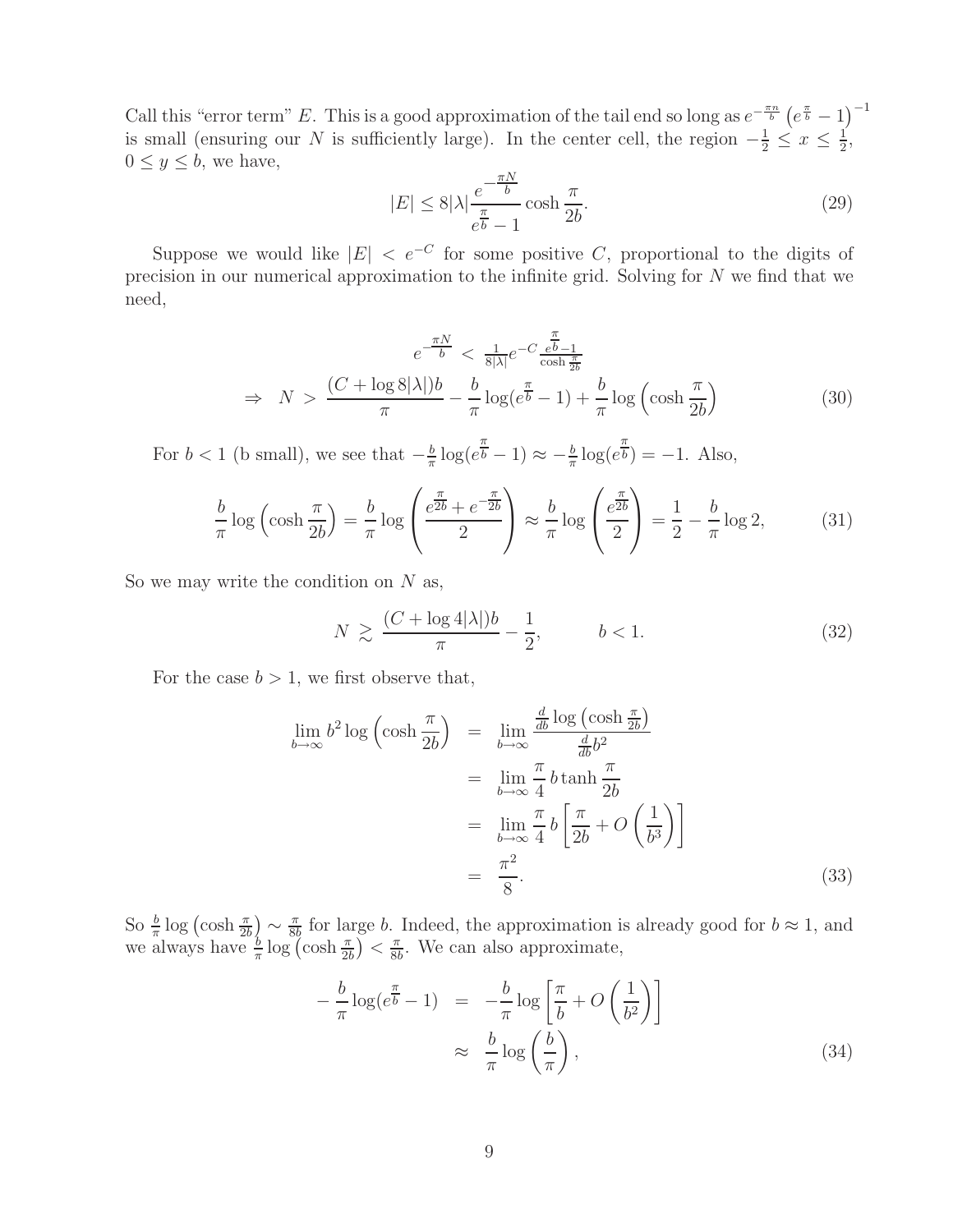Call this "error term" $E$. This is a good approximation of the tail end so long as $e^{-\frac{\pi n}{b}}\left(e^{\frac{\pi}{b}}-1\right)^{-1}$ is small (ensuring our $N$ is sufficiently large). In the center cell, the region $-\frac{1}{2} \le x \le \frac{1}{2}$, $0 \le y \le b$, we have,

$$|E| \le 8|\lambda| \frac{e^{-\frac{\pi N}{b}}}{e^{\frac{\pi}{b}}-1} \cosh\frac{\pi}{2b}. \tag{29}$$

Suppose we would like $|E| < e^{-C}$ for some positive $C$, proportional to the digits of precision in our numerical approximation to the infinite grid. Solving for $N$ we find that we need,

$$\begin{aligned} e^{-\frac{\pi N}{b}} &< \tfrac{1}{8|\lambda|} e^{-C} \frac{e^{\frac{\pi}{b}}-1}{\cosh\frac{\pi}{2b}} \\ \Rightarrow\ N &> \frac{(C+\log 8|\lambda|)b}{\pi} - \frac{b}{\pi}\log(e^{\frac{\pi}{b}}-1) + \frac{b}{\pi}\log\left(\cosh\frac{\pi}{2b}\right) \end{aligned} \tag{30}$$

For $b < 1$ (b small), we see that $-\frac{b}{\pi}\log(e^{\frac{\pi}{b}}-1) \approx -\frac{b}{\pi}\log(e^{\frac{\pi}{b}}) = -1$. Also,

$$\frac{b}{\pi}\log\left(\cosh\frac{\pi}{2b}\right) = \frac{b}{\pi}\log\left(\frac{e^{\frac{\pi}{2b}}+e^{-\frac{\pi}{2b}}}{2}\right) \approx \frac{b}{\pi}\log\left(\frac{e^{\frac{\pi}{2b}}}{2}\right) = \frac{1}{2} - \frac{b}{\pi}\log 2, \tag{31}$$

So we may write the condition on $N$ as,

$$N \gtrsim \frac{(C+\log 4|\lambda|)b}{\pi} - \frac{1}{2}, \qquad b < 1. \tag{32}$$

For the case $b > 1$, we first observe that,

$$\begin{aligned} \lim_{b\to\infty} b^2 \log\left(\cosh\frac{\pi}{2b}\right) &= \lim_{b\to\infty} \frac{\frac{d}{db}\log\left(\cosh\frac{\pi}{2b}\right)}{\frac{d}{db}b^2} \\ &= \lim_{b\to\infty} \frac{\pi}{4}\, b \tanh\frac{\pi}{2b} \\ &= \lim_{b\to\infty} \frac{\pi}{4}\, b\left[\frac{\pi}{2b} + O\left(\frac{1}{b^3}\right)\right] \\ &= \frac{\pi^2}{8}. \end{aligned} \tag{33}$$

So $\frac{b}{\pi}\log\left(\cosh\frac{\pi}{2b}\right) \sim \frac{\pi}{8b}$ for large $b$. Indeed, the approximation is already good for $b \approx 1$, and we always have $\frac{b}{\pi}\log\left(\cosh\frac{\pi}{2b}\right) < \frac{\pi}{8b}$. We can also approximate,

$$\begin{aligned} -\frac{b}{\pi}\log(e^{\frac{\pi}{b}}-1) &= -\frac{b}{\pi}\log\left[\frac{\pi}{b} + O\left(\frac{1}{b^2}\right)\right] \\ &\approx \frac{b}{\pi}\log\left(\frac{b}{\pi}\right), \end{aligned} \tag{34}$$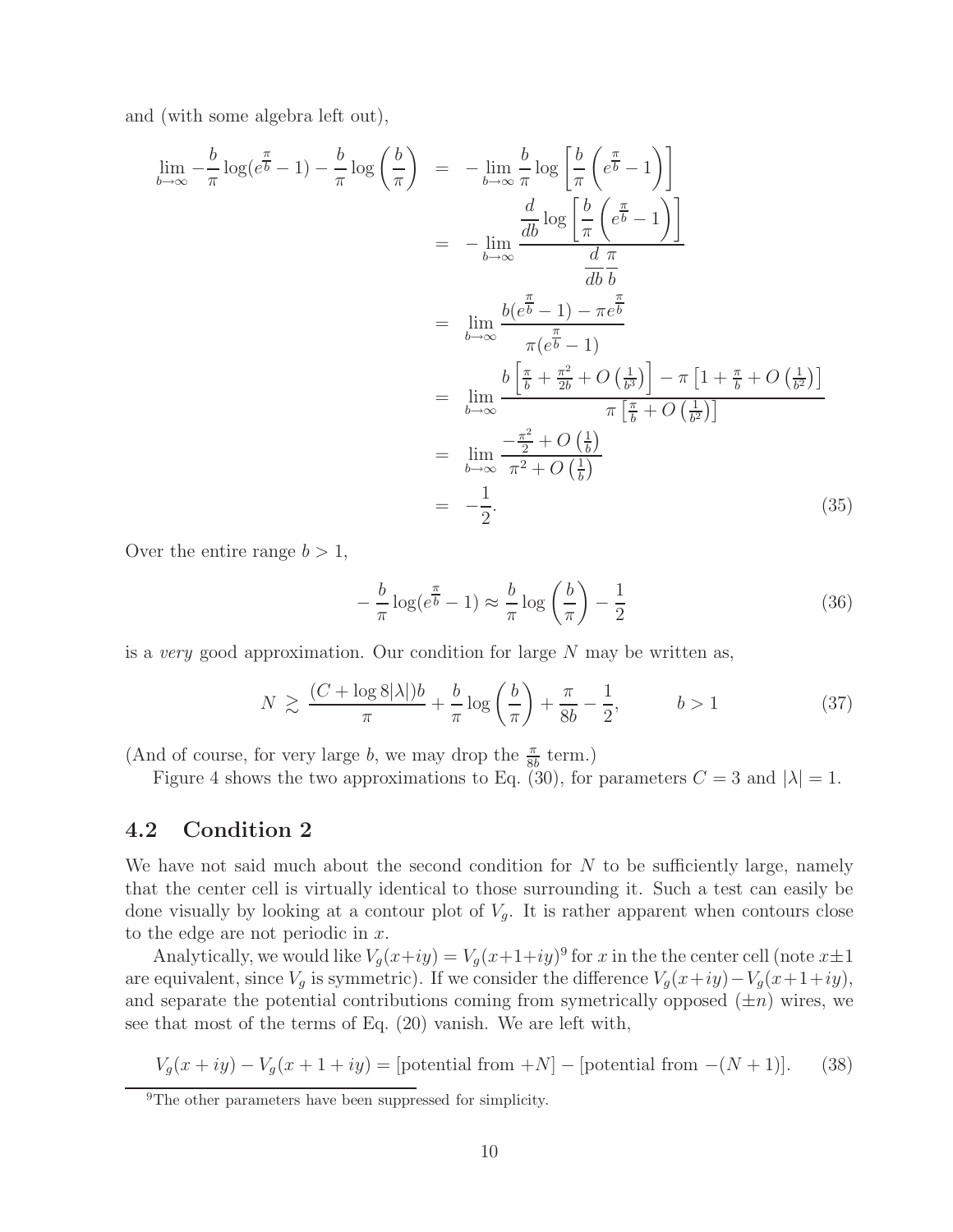and (with some algebra left out),

$$
\begin{aligned}
\lim_{b\to\infty} -\frac{b}{\pi}\log(e^{\frac{\pi}{b}}-1) - \frac{b}{\pi}\log\left(\frac{b}{\pi}\right) &= -\lim_{b\to\infty}\frac{b}{\pi}\log\left[\frac{b}{\pi}\left(e^{\frac{\pi}{b}}-1\right)\right] \\
&= -\lim_{b\to\infty}\frac{\dfrac{d}{db}\log\left[\dfrac{b}{\pi}\left(e^{\frac{\pi}{b}}-1\right)\right]}{\dfrac{d}{db}\dfrac{\pi}{b}} \\
&= \lim_{b\to\infty}\frac{b(e^{\frac{\pi}{b}}-1)-\pi e^{\frac{\pi}{b}}}{\pi(e^{\frac{\pi}{b}}-1)} \\
&= \lim_{b\to\infty}\frac{b\left[\frac{\pi}{b}+\frac{\pi^2}{2b}+O\left(\frac{1}{b^3}\right)\right]-\pi\left[1+\frac{\pi}{b}+O\left(\frac{1}{b^2}\right)\right]}{\pi\left[\frac{\pi}{b}+O\left(\frac{1}{b^2}\right)\right]} \\
&= \lim_{b\to\infty}\frac{-\frac{\pi^2}{2}+O\left(\frac{1}{b}\right)}{\pi^2+O\left(\frac{1}{b}\right)} \\
&= -\frac{1}{2}. \qquad (35)
\end{aligned}
$$

Over the entire range $b > 1$,

$$
-\frac{b}{\pi}\log(e^{\frac{\pi}{b}}-1) \approx \frac{b}{\pi}\log\left(\frac{b}{\pi}\right) - \frac{1}{2} \qquad (36)
$$

is a *very* good approximation. Our condition for large $N$ may be written as,

$$
N \gtrsim \frac{(C+\log 8|\lambda|)b}{\pi} + \frac{b}{\pi}\log\left(\frac{b}{\pi}\right) + \frac{\pi}{8b} - \frac{1}{2}, \qquad b > 1 \qquad (37)
$$

(And of course, for very large $b$, we may drop the $\frac{\pi}{8b}$ term.)

Figure 4 shows the two approximations to Eq. (30), for parameters $C = 3$ and $|\lambda| = 1$.

## 4.2 Condition 2

We have not said much about the second condition for $N$ to be sufficiently large, namely that the center cell is virtually identical to those surrounding it. Such a test can easily be done visually by looking at a contour plot of $V_g$. It is rather apparent when contours close to the edge are not periodic in $x$.

Analytically, we would like $V_g(x+iy) = V_g(x+1+iy)$[9] for $x$ in the the center cell (note $x \pm 1$ are equivalent, since $V_g$ is symmetric). If we consider the difference $V_g(x+iy) - V_g(x+1+iy)$, and separate the potential contributions coming from symetrically opposed ($\pm n$) wires, we see that most of the terms of Eq. (20) vanish. We are left with,

$$
V_g(x+iy) - V_g(x+1+iy) = [\text{potential from } +N] - [\text{potential from } -(N+1)]. \qquad (38)
$$

[9]The other parameters have been suppressed for simplicity.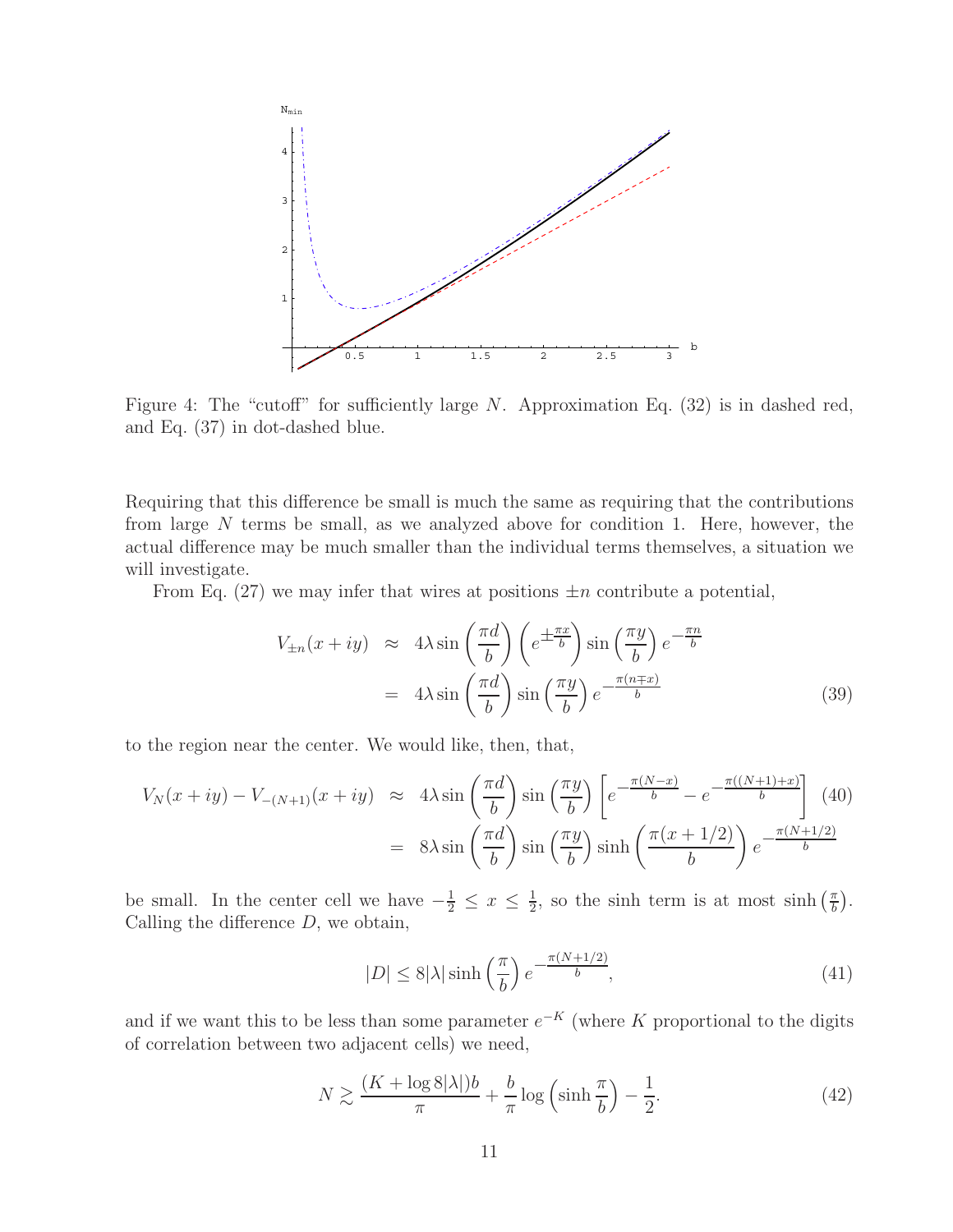N_min

4

3

2

1

0.5 1 1.5 2 2.5 3 b

Figure 4: The "cutoff" for sufficiently large $N$. Approximation Eq. (32) is in dashed red, and Eq. (37) in dot-dashed blue.

Requiring that this difference be small is much the same as requiring that the contributions from large $N$ terms be small, as we analyzed above for condition 1. Here, however, the actual difference may be much smaller than the individual terms themselves, a situation we will investigate.

From Eq. (27) we may infer that wires at positions $\pm n$ contribute a potential,

$$
\begin{aligned}
V_{\pm n}(x+iy) &\approx 4\lambda \sin\left(\frac{\pi d}{b}\right)\left(e^{\pm\frac{\pi x}{b}}\right)\sin\left(\frac{\pi y}{b}\right)e^{-\frac{\pi n}{b}} \\
&= 4\lambda \sin\left(\frac{\pi d}{b}\right)\sin\left(\frac{\pi y}{b}\right)e^{-\frac{\pi(n\mp x)}{b}}
\end{aligned}
\tag{39}
$$

to the region near the center. We would like, then, that,

$$
\begin{aligned}
V_N(x+iy) - V_{-(N+1)}(x+iy) &\approx 4\lambda \sin\left(\frac{\pi d}{b}\right)\sin\left(\frac{\pi y}{b}\right)\left[e^{-\frac{\pi(N-x)}{b}} - e^{-\frac{\pi((N+1)+x)}{b}}\right] \quad (40)\\
&= 8\lambda \sin\left(\frac{\pi d}{b}\right)\sin\left(\frac{\pi y}{b}\right)\sinh\left(\frac{\pi(x+1/2)}{b}\right)e^{-\frac{\pi(N+1/2)}{b}}
\end{aligned}
$$

be small. In the center cell we have $-\frac{1}{2} \le x \le \frac{1}{2}$, so the sinh term is at most $\sinh\left(\frac{\pi}{b}\right)$. Calling the difference $D$, we obtain,

$$
|D| \le 8|\lambda| \sinh\left(\frac{\pi}{b}\right)e^{-\frac{\pi(N+1/2)}{b}},
\tag{41}
$$

and if we want this to be less than some parameter $e^{-K}$ (where $K$ proportional to the digits of correlation between two adjacent cells) we need,

$$
N \gtrsim \frac{(K+\log 8|\lambda|)b}{\pi} + \frac{b}{\pi}\log\left(\sinh\frac{\pi}{b}\right) - \frac{1}{2}.
\tag{42}
$$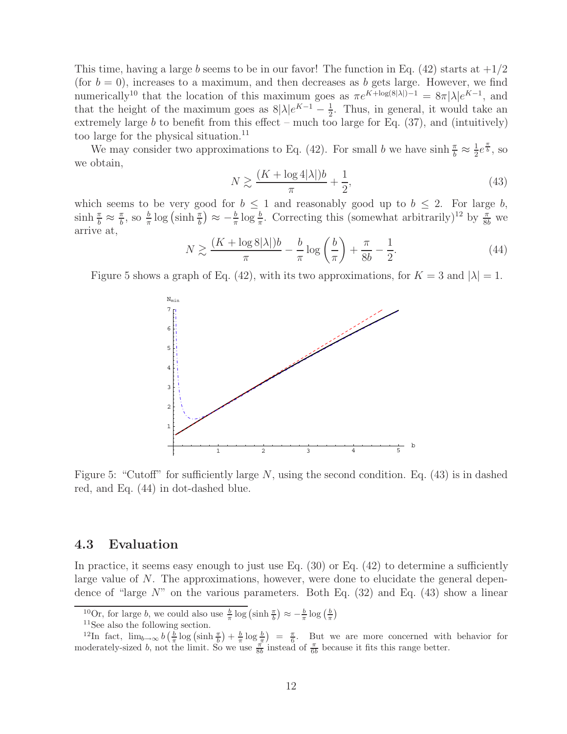This time, having a large $b$ seems to be in our favor! The function in Eq. (42) starts at $+1/2$ (for $b = 0$), increases to a maximum, and then decreases as $b$ gets large. However, we find numerically[10] that the location of this maximum goes as $\pi e^{K+\log(8|\lambda|)-1} = 8\pi|\lambda|e^{K-1}$, and that the height of the maximum goes as $8|\lambda|e^{K-1} - \frac{1}{2}$. Thus, in general, it would take an extremely large $b$ to benefit from this effect – much too large for Eq. (37), and (intuitively) too large for the physical situation.[11]

We may consider two approximations to Eq. (42). For small $b$ we have $\sinh \frac{\pi}{b} \approx \frac{1}{2}e^{\frac{\pi}{b}}$, so we obtain,

$$N \gtrsim \frac{(K + \log 4|\lambda|)b}{\pi} + \frac{1}{2}, \tag{43}$$

which seems to be very good for $b \leq 1$ and reasonably good up to $b \leq 2$. For large $b$, $\sinh \frac{\pi}{b} \approx \frac{\pi}{b}$, so $\frac{b}{\pi} \log\left(\sinh \frac{\pi}{b}\right) \approx -\frac{b}{\pi} \log \frac{b}{\pi}$. Correcting this (somewhat arbitrarily)[12] by $\frac{\pi}{8b}$ we arrive at,

$$N \gtrsim \frac{(K + \log 8|\lambda|)b}{\pi} - \frac{b}{\pi} \log\left(\frac{b}{\pi}\right) + \frac{\pi}{8b} - \frac{1}{2}. \tag{44}$$

Figure 5 shows a graph of Eq. (42), with its two approximations, for $K = 3$ and $|\lambda| = 1$.

$N_{\min}$
7
6
5
4
3
2
1
1
2
3
4
5
b

Figure 5: "Cutoff" for sufficiently large $N$, using the second condition. Eq. (43) is in dashed red, and Eq. (44) in dot-dashed blue.

### 4.3 Evaluation

In practice, it seems easy enough to just use Eq. (30) or Eq. (42) to determine a sufficiently large value of $N$. The approximations, however, were done to elucidate the general dependence of "large $N$" on the various parameters. Both Eq. (32) and Eq. (43) show a linear

---

[10] Or, for large $b$, we could also use $\frac{b}{\pi} \log\left(\sinh \frac{\pi}{b}\right) \approx -\frac{b}{\pi} \log\left(\frac{b}{\pi}\right)$

[11] See also the following section.

[12] In fact, $\lim_{b\to\infty} b\left(\frac{b}{\pi} \log\left(\sinh \frac{\pi}{b}\right) + \frac{b}{\pi} \log \frac{b}{\pi}\right) = \frac{\pi}{6}$. But we are more concerned with behavior for moderately-sized $b$, not the limit. So we use $\frac{\pi}{8b}$ instead of $\frac{\pi}{6b}$ because it fits this range better.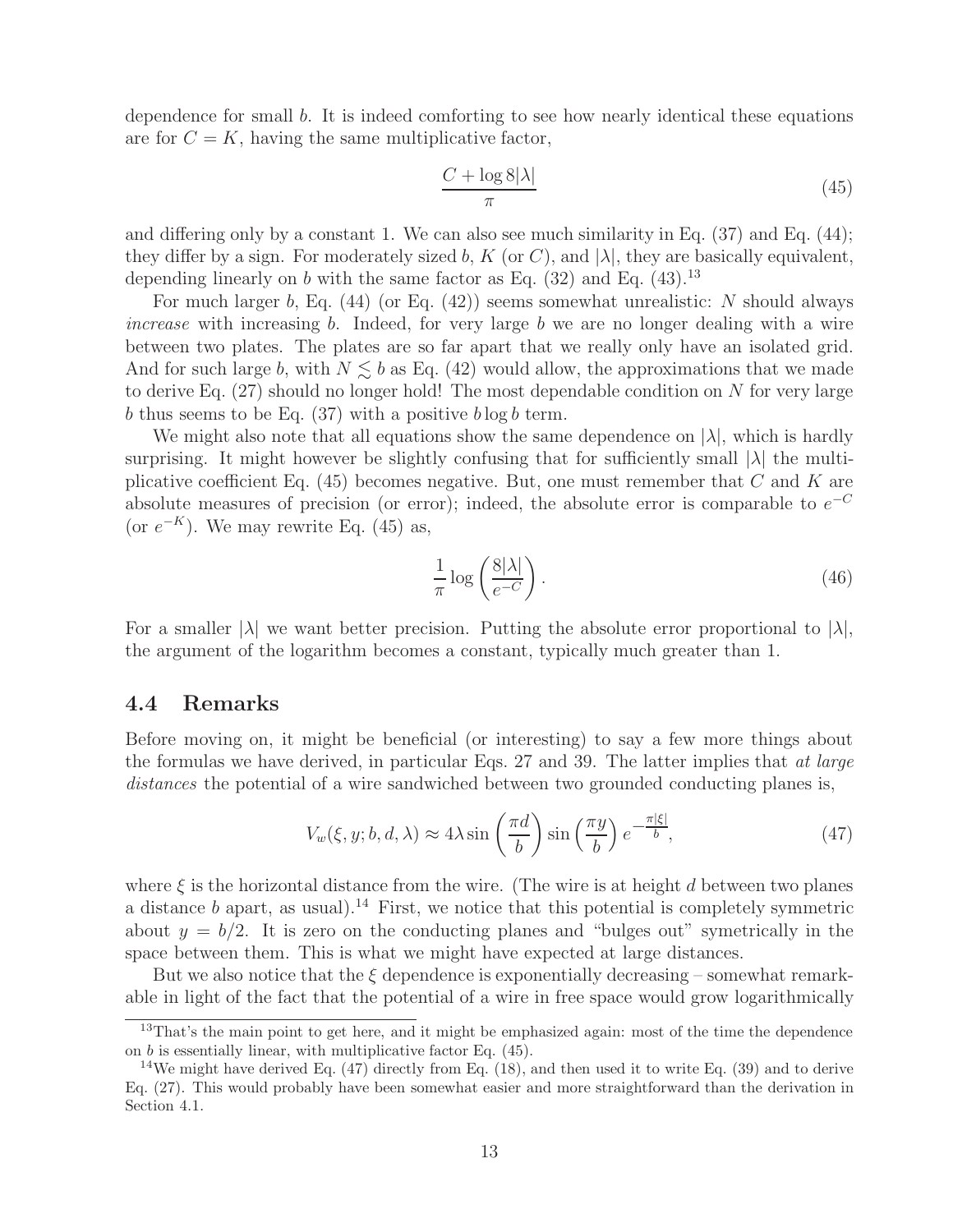dependence for small $b$. It is indeed comforting to see how nearly identical these equations are for $C = K$, having the same multiplicative factor,

$$\frac{C + \log 8|\lambda|}{\pi} \tag{45}$$

and differing only by a constant 1. We can also see much similarity in Eq. (37) and Eq. (44); they differ by a sign. For moderately sized $b$, $K$ (or $C$), and $|\lambda|$, they are basically equivalent, depending linearly on $b$ with the same factor as Eq. (32) and Eq. (43).[13]

For much larger $b$, Eq. (44) (or Eq. (42)) seems somewhat unrealistic: $N$ should always *increase* with increasing $b$. Indeed, for very large $b$ we are no longer dealing with a wire between two plates. The plates are so far apart that we really only have an isolated grid. And for such large $b$, with $N \lesssim b$ as Eq. (42) would allow, the approximations that we made to derive Eq. (27) should no longer hold! The most dependable condition on $N$ for very large $b$ thus seems to be Eq. (37) with a positive $b \log b$ term.

We might also note that all equations show the same dependence on $|\lambda|$, which is hardly surprising. It might however be slightly confusing that for sufficiently small $|\lambda|$ the multiplicative coefficient Eq. (45) becomes negative. But, one must remember that $C$ and $K$ are absolute measures of precision (or error); indeed, the absolute error is comparable to $e^{-C}$ (or $e^{-K}$). We may rewrite Eq. (45) as,

$$\frac{1}{\pi} \log \left( \frac{8|\lambda|}{e^{-C}} \right). \tag{46}$$

For a smaller $|\lambda|$ we want better precision. Putting the absolute error proportional to $|\lambda|$, the argument of the logarithm becomes a constant, typically much greater than 1.

## 4.4 Remarks

Before moving on, it might be beneficial (or interesting) to say a few more things about the formulas we have derived, in particular Eqs. 27 and 39. The latter implies that *at large distances* the potential of a wire sandwiched between two grounded conducting planes is,

$$V_w(\xi, y; b, d, \lambda) \approx 4\lambda \sin\left(\frac{\pi d}{b}\right) \sin\left(\frac{\pi y}{b}\right) e^{-\frac{\pi|\xi|}{b}}, \tag{47}$$

where $\xi$ is the horizontal distance from the wire. (The wire is at height $d$ between two planes a distance $b$ apart, as usual).[14] First, we notice that this potential is completely symmetric about $y = b/2$. It is zero on the conducting planes and "bulges out" symetrically in the space between them. This is what we might have expected at large distances.

But we also notice that the $\xi$ dependence is exponentially decreasing – somewhat remarkable in light of the fact that the potential of a wire in free space would grow logarithmically

[13] That's the main point to get here, and it might be emphasized again: most of the time the dependence on $b$ is essentially linear, with multiplicative factor Eq. (45).

[14] We might have derived Eq. (47) directly from Eq. (18), and then used it to write Eq. (39) and to derive Eq. (27). This would probably have been somewhat easier and more straightforward than the derivation in Section 4.1.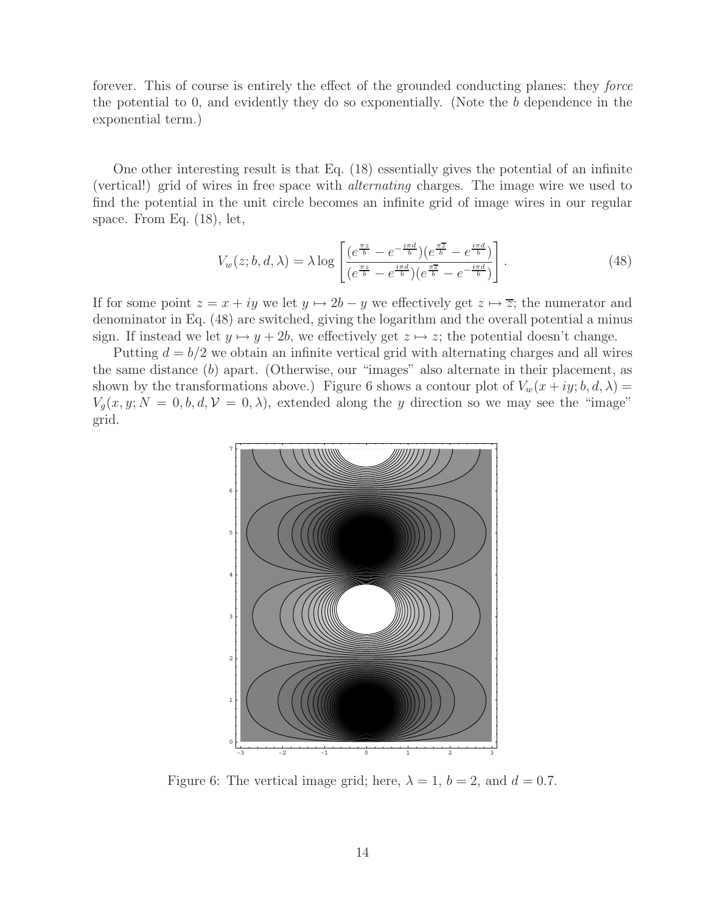forever. This of course is entirely the effect of the grounded conducting planes: they *force* the potential to 0, and evidently they do so exponentially. (Note the $b$ dependence in the exponential term.)

One other interesting result is that Eq. (18) essentially gives the potential of an infinite (vertical!) grid of wires in free space with *alternating* charges. The image wire we used to find the potential in the unit circle becomes an infinite grid of image wires in our regular space. From Eq. (18), let,

$$V_w(z; b, d, \lambda) = \lambda \log \left[ \frac{(e^{\frac{\pi z}{b}} - e^{-\frac{i\pi d}{b}})(e^{\frac{\pi \overline{z}}{b}} - e^{\frac{i\pi d}{b}})}{(e^{\frac{\pi z}{b}} - e^{\frac{i\pi d}{b}})(e^{\frac{\pi \overline{z}}{b}} - e^{-\frac{i\pi d}{b}})} \right]. \tag{48}$$

If for some point $z = x + iy$ we let $y \mapsto 2b - y$ we effectively get $z \mapsto \overline{z}$; the numerator and denominator in Eq. (48) are switched, giving the logarithm and the overall potential a minus sign. If instead we let $y \mapsto y + 2b$, we effectively get $z \mapsto z$; the potential doesn't change.

Putting $d = b/2$ we obtain an infinite vertical grid with alternating charges and all wires the same distance ($b$) apart. (Otherwise, our "images" also alternate in their placement, as shown by the transformations above.) Figure 6 shows a contour plot of $V_w(x + iy; b, d, \lambda) = V_g(x, y; N = 0, b, d, \mathcal{V} = 0, \lambda)$, extended along the $y$ direction so we may see the "image" grid.

Figure 6: The vertical image grid; here, $\lambda = 1$, $b = 2$, and $d = 0.7$.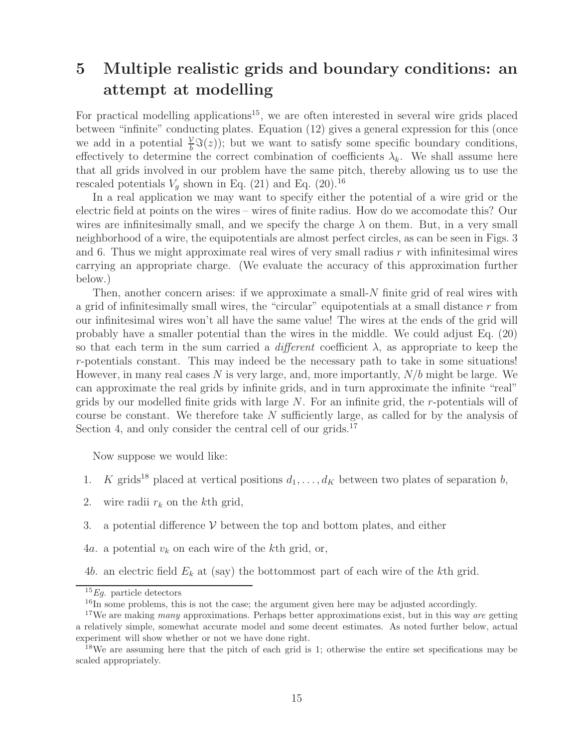# 5 Multiple realistic grids and boundary conditions: an attempt at modelling

For practical modelling applications[15], we are often interested in several wire grids placed between "infinite" conducting plates. Equation (12) gives a general expression for this (once we add in a potential $\frac{\mathcal{V}}{b}\Im(z)$); but we want to satisfy some specific boundary conditions, effectively to determine the correct combination of coefficients $\lambda_k$. We shall assume here that all grids involved in our problem have the same pitch, thereby allowing us to use the rescaled potentials $V_g$ shown in Eq. (21) and Eq. (20).[16]

In a real application we may want to specify either the potential of a wire grid or the electric field at points on the wires – wires of finite radius. How do we accomodate this? Our wires are infinitesimally small, and we specify the charge $\lambda$ on them. But, in a very small neighborhood of a wire, the equipotentials are almost perfect circles, as can be seen in Figs. 3 and 6. Thus we might approximate real wires of very small radius $r$ with infinitesimal wires carrying an appropriate charge. (We evaluate the accuracy of this approximation further below.)

Then, another concern arises: if we approximate a small-$N$ finite grid of real wires with a grid of infinitesimally small wires, the "circular" equipotentials at a small distance $r$ from our infinitesimal wires won't all have the same value! The wires at the ends of the grid will probably have a smaller potential than the wires in the middle. We could adjust Eq. (20) so that each term in the sum carried a *different* coefficient $\lambda$, as appropriate to keep the $r$-potentials constant. This may indeed be the necessary path to take in some situations! However, in many real cases $N$ is very large, and, more importantly, $N/b$ might be large. We can approximate the real grids by infinite grids, and in turn approximate the infinite "real" grids by our modelled finite grids with large $N$. For an infinite grid, the $r$-potentials will of course be constant. We therefore take $N$ sufficiently large, as called for by the analysis of Section 4, and only consider the central cell of our grids.[17]

Now suppose we would like:

1. $K$ grids[18] placed at vertical positions $d_1, \ldots, d_K$ between two plates of separation $b$,
2. wire radii $r_k$ on the $k$th grid,
3. a potential difference $\mathcal{V}$ between the top and bottom plates, and either

4*a*. a potential $v_k$ on each wire of the $k$th grid, or,

4*b*. an electric field $E_k$ at (say) the bottommost part of each wire of the $k$th grid.

---

[15] *Eg.* particle detectors

[16] In some problems, this is not the case; the argument given here may be adjusted accordingly.

[17] We are making *many* approximations. Perhaps better approximations exist, but in this way *are* getting a relatively simple, somewhat accurate model and some decent estimates. As noted further below, actual experiment will show whether or not we have done right.

[18] We are assuming here that the pitch of each grid is 1; otherwise the entire set specifications may be scaled appropriately.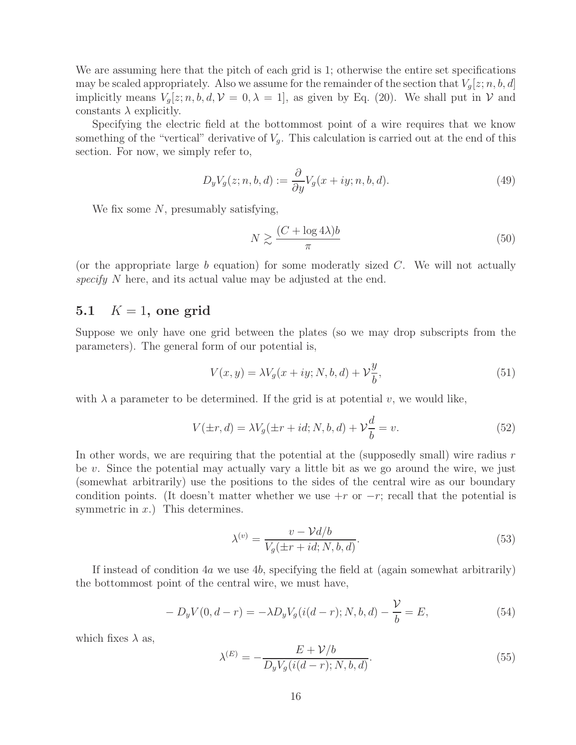We are assuming here that the pitch of each grid is 1; otherwise the entire set specifications may be scaled appropriately. Also we assume for the remainder of the section that $V_g[z; n, b, d]$ implicitly means $V_g[z; n, b, d, \mathcal{V} = 0, \lambda = 1]$, as given by Eq. (20). We shall put in $\mathcal{V}$ and constants $\lambda$ explicitly.

Specifying the electric field at the bottommost point of a wire requires that we know something of the "vertical" derivative of $V_g$. This calculation is carried out at the end of this section. For now, we simply refer to,

$$D_y V_g(z; n, b, d) := \frac{\partial}{\partial y} V_g(x + iy; n, b, d). \tag{49}$$

We fix some $N$, presumably satisfying,

$$N \gtrsim \frac{(C + \log 4\lambda)b}{\pi} \tag{50}$$

(or the appropriate large $b$ equation) for some moderatly sized $C$. We will not actually *specify* $N$ here, and its actual value may be adjusted at the end.

## 5.1 $K = 1$, one grid

Suppose we only have one grid between the plates (so we may drop subscripts from the parameters). The general form of our potential is,

$$V(x, y) = \lambda V_g(x + iy; N, b, d) + \mathcal{V}\frac{y}{b}, \tag{51}$$

with $\lambda$ a parameter to be determined. If the grid is at potential $v$, we would like,

$$V(\pm r, d) = \lambda V_g(\pm r + id; N, b, d) + \mathcal{V}\frac{d}{b} = v. \tag{52}$$

In other words, we are requiring that the potential at the (supposedly small) wire radius $r$ be $v$. Since the potential may actually vary a little bit as we go around the wire, we just (somewhat arbitrarily) use the positions to the sides of the central wire as our boundary condition points. (It doesn't matter whether we use $+r$ or $-r$; recall that the potential is symmetric in $x$.) This determines.

$$\lambda^{(v)} = \frac{v - \mathcal{V}d/b}{V_g(\pm r + id; N, b, d)}. \tag{53}$$

If instead of condition 4*a* we use 4*b*, specifying the field at (again somewhat arbitrarily) the bottommost point of the central wire, we must have,

$$-D_y V(0, d - r) = -\lambda D_y V_g(i(d - r); N, b, d) - \frac{\mathcal{V}}{b} = E, \tag{54}$$

which fixes $\lambda$ as,

$$\lambda^{(E)} = -\frac{E + \mathcal{V}/b}{D_y V_g(i(d - r); N, b, d)}. \tag{55}$$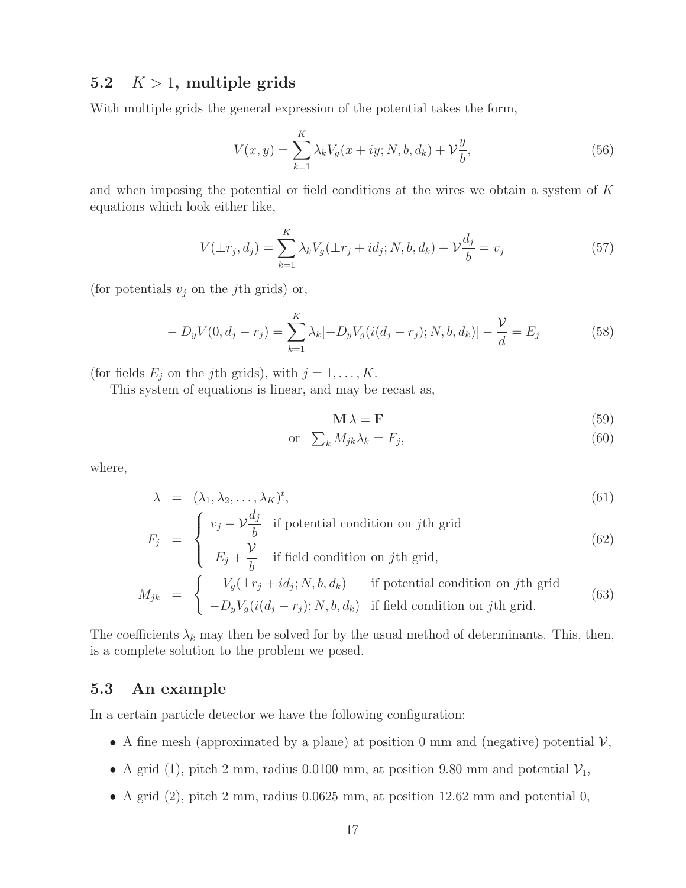### 5.2 $K > 1$, multiple grids

With multiple grids the general expression of the potential takes the form,

$$V(x, y) = \sum_{k=1}^{K} \lambda_k V_g(x + iy; N, b, d_k) + \mathcal{V}\frac{y}{b}, \tag{56}$$

and when imposing the potential or field conditions at the wires we obtain a system of $K$ equations which look either like,

$$V(\pm r_j, d_j) = \sum_{k=1}^{K} \lambda_k V_g(\pm r_j + id_j; N, b, d_k) + \mathcal{V}\frac{d_j}{b} = v_j \tag{57}$$

(for potentials $v_j$ on the $j$th grids) or,

$$-D_y V(0, d_j - r_j) = \sum_{k=1}^{K} \lambda_k[-D_y V_g(i(d_j - r_j); N, b, d_k)] - \frac{\mathcal{V}}{d} = E_j \tag{58}$$

(for fields $E_j$ on the $j$th grids), with $j = 1, \ldots, K$.

This system of equations is linear, and may be recast as,

$$\mathbf{M}\,\lambda = \mathbf{F} \tag{59}$$

$$\text{or} \quad \textstyle\sum_k M_{jk}\lambda_k = F_j, \tag{60}$$

where,

$$\lambda = (\lambda_1, \lambda_2, \ldots, \lambda_K)^t, \tag{61}$$

$$F_j = \begin{cases} v_j - \mathcal{V}\dfrac{d_j}{b} & \text{if potential condition on } j\text{th grid} \\ E_j + \dfrac{\mathcal{V}}{b} & \text{if field condition on } j\text{th grid,} \end{cases} \tag{62}$$

$$M_{jk} = \begin{cases} V_g(\pm r_j + id_j; N, b, d_k) & \text{if potential condition on } j\text{th grid} \\ -D_y V_g(i(d_j - r_j); N, b, d_k) & \text{if field condition on } j\text{th grid.} \end{cases} \tag{63}$$

The coefficients $\lambda_k$ may then be solved for by the usual method of determinants. This, then, is a complete solution to the problem we posed.

### 5.3 An example

In a certain particle detector we have the following configuration:

- A fine mesh (approximated by a plane) at position 0 mm and (negative) potential $\mathcal{V}$,
- A grid (1), pitch 2 mm, radius 0.0100 mm, at position 9.80 mm and potential $\mathcal{V}_1$,
- A grid (2), pitch 2 mm, radius 0.0625 mm, at position 12.62 mm and potential 0,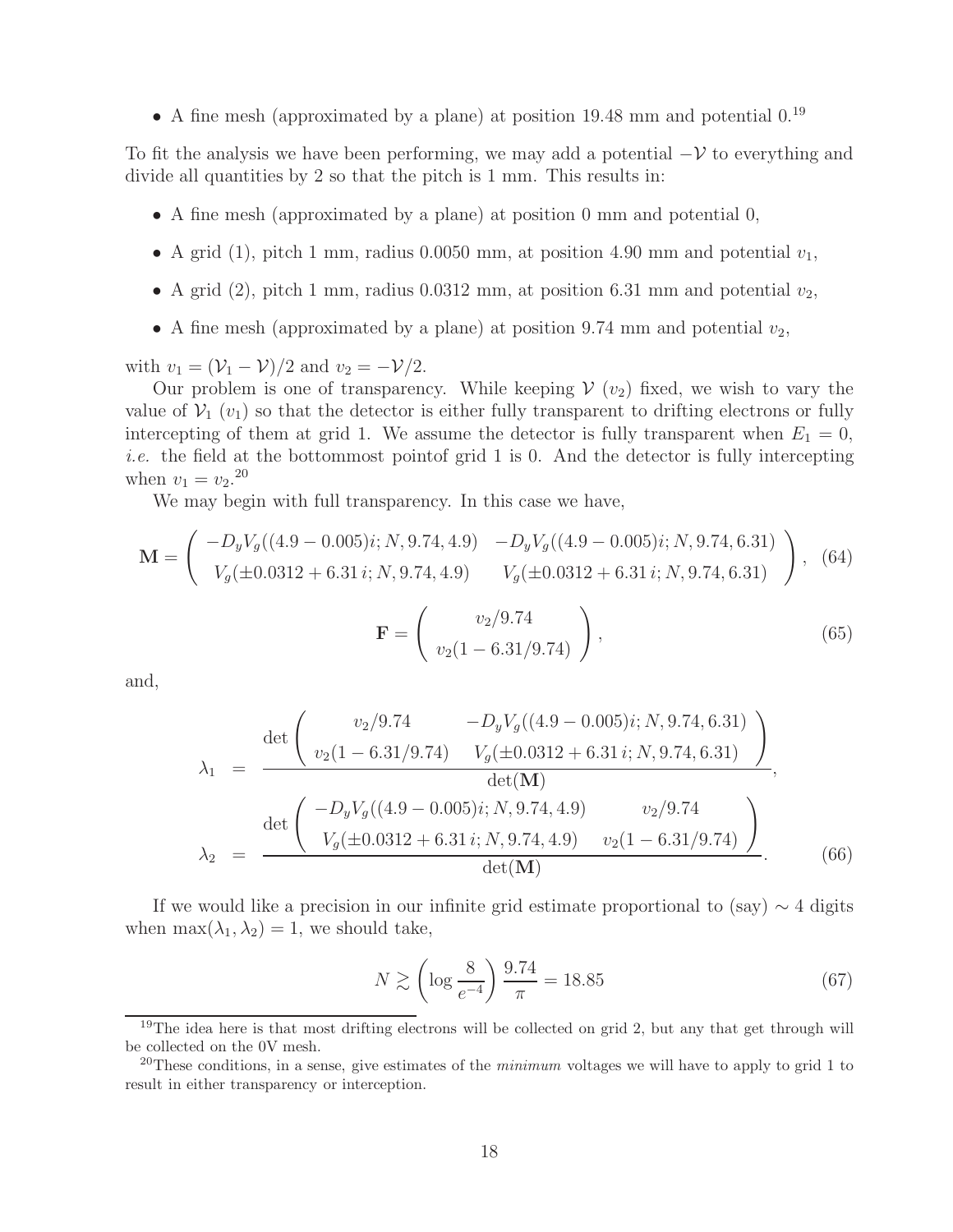- A fine mesh (approximated by a plane) at position 19.48 mm and potential 0.[19]

To fit the analysis we have been performing, we may add a potential $-\mathcal{V}$ to everything and divide all quantities by 2 so that the pitch is 1 mm. This results in:

- A fine mesh (approximated by a plane) at position 0 mm and potential 0,
- A grid (1), pitch 1 mm, radius 0.0050 mm, at position 4.90 mm and potential $v_1$,
- A grid (2), pitch 1 mm, radius 0.0312 mm, at position 6.31 mm and potential $v_2$,
- A fine mesh (approximated by a plane) at position 9.74 mm and potential $v_2$,

with $v_1 = (\mathcal{V}_1 - \mathcal{V})/2$ and $v_2 = -\mathcal{V}/2$.

Our problem is one of transparency. While keeping $\mathcal{V}$ ($v_2$) fixed, we wish to vary the value of $\mathcal{V}_1$ ($v_1$) so that the detector is either fully transparent to drifting electrons or fully intercepting of them at grid 1. We assume the detector is fully transparent when $E_1 = 0$, *i.e.* the field at the bottommost pointof grid 1 is 0. And the detector is fully intercepting when $v_1 = v_2$.[20]

We may begin with full transparency. In this case we have,

$$\mathbf{M} = \begin{pmatrix} -D_y V_g((4.9 - 0.005)i; N, 9.74, 4.9) & -D_y V_g((4.9 - 0.005)i; N, 9.74, 6.31) \\ V_g(\pm 0.0312 + 6.31\, i; N, 9.74, 4.9) & V_g(\pm 0.0312 + 6.31\, i; N, 9.74, 6.31) \end{pmatrix}, \quad (64)$$

$$\mathbf{F} = \begin{pmatrix} v_2/9.74 \\ v_2(1 - 6.31/9.74) \end{pmatrix}, \quad (65)$$

and,

$$\lambda_1 = \frac{\det \begin{pmatrix} v_2/9.74 & -D_y V_g((4.9 - 0.005)i; N, 9.74, 6.31) \\ v_2(1 - 6.31/9.74) & V_g(\pm 0.0312 + 6.31\, i; N, 9.74, 6.31) \end{pmatrix}}{\det(\mathbf{M})},$$

$$\lambda_2 = \frac{\det \begin{pmatrix} -D_y V_g((4.9 - 0.005)i; N, 9.74, 4.9) & v_2/9.74 \\ V_g(\pm 0.0312 + 6.31\, i; N, 9.74, 4.9) & v_2(1 - 6.31/9.74) \end{pmatrix}}{\det(\mathbf{M})}. \quad (66)$$

If we would like a precision in our infinite grid estimate proportional to (say) $\sim 4$ digits when $\max(\lambda_1, \lambda_2) = 1$, we should take,

$$N \gtrsim \left( \log \frac{8}{e^{-4}} \right) \frac{9.74}{\pi} = 18.85 \quad (67)$$

[19] The idea here is that most drifting electrons will be collected on grid 2, but any that get through will be collected on the 0V mesh.

[20] These conditions, in a sense, give estimates of the *minimum* voltages we will have to apply to grid 1 to result in either transparency or interception.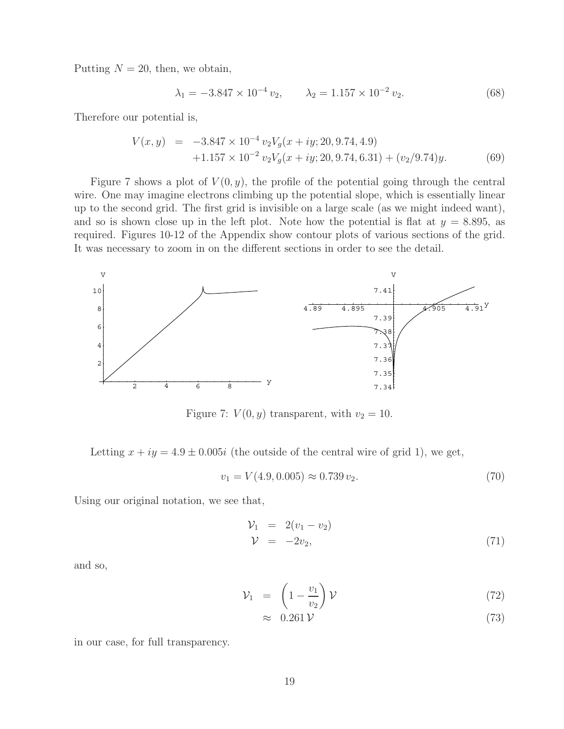Putting $N = 20$, then, we obtain,

$$\lambda_1 = -3.847 \times 10^{-4} \, v_2, \qquad \lambda_2 = 1.157 \times 10^{-2} \, v_2. \tag{68}$$

Therefore our potential is,

$$\begin{aligned} V(x, y) &= -3.847 \times 10^{-4} \, v_2 V_g(x + iy; 20, 9.74, 4.9) \\ &\quad +1.157 \times 10^{-2} \, v_2 V_g(x + iy; 20, 9.74, 6.31) + (v_2/9.74)y. \end{aligned} \tag{69}$$

Figure 7 shows a plot of $V(0, y)$, the profile of the potential going through the central wire. One may imagine electrons climbing up the potential slope, which is essentially linear up to the second grid. The first grid is invisible on a large scale (as we might indeed want), and so is shown close up in the left plot. Note how the potential is flat at $y = 8.895$, as required. Figures 10-12 of the Appendix show contour plots of various sections of the grid. It was necessary to zoom in on the different sections in order to see the detail.

V
10
8
6
4
2
2 4 6 8 y

V
7.41
4.89 4.895 4.905 4.91 y
7.39
7.38
7.37
7.36
7.35
7.34

Figure 7: $V(0, y)$ transparent, with $v_2 = 10$.

Letting $x + iy = 4.9 \pm 0.005i$ (the outside of the central wire of grid 1), we get,

$$v_1 = V(4.9, 0.005) \approx 0.739 \, v_2. \tag{70}$$

Using our original notation, we see that,

$$\begin{aligned} \mathcal{V}_1 &= 2(v_1 - v_2) \\ \mathcal{V} &= -2v_2, \end{aligned} \tag{71}$$

and so,

$$\mathcal{V}_1 = \left(1 - \frac{v_1}{v_2}\right) \mathcal{V} \tag{72}$$

$$\approx 0.261 \, \mathcal{V} \tag{73}$$

in our case, for full transparency.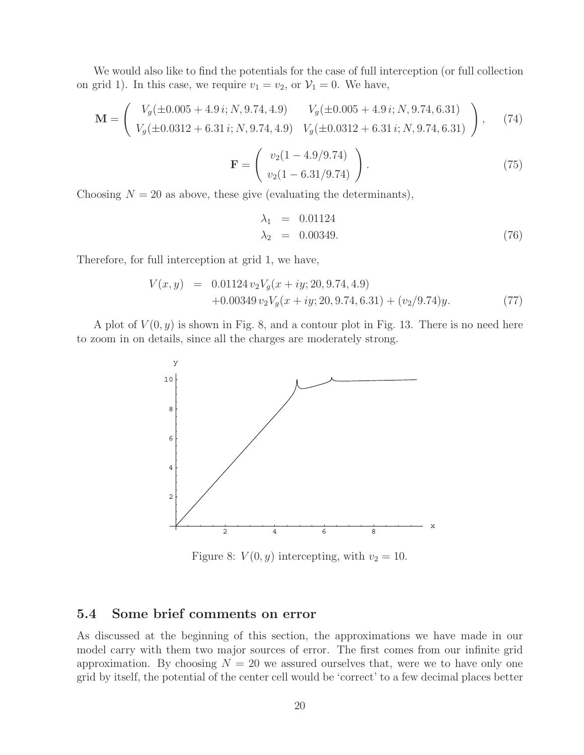We would also like to find the potentials for the case of full interception (or full collection on grid 1). In this case, we require $v_1 = v_2$, or $\mathcal{V}_1 = 0$. We have,

$$\mathbf{M} = \begin{pmatrix} V_g(\pm 0.005 + 4.9\,i; N, 9.74, 4.9) & V_g(\pm 0.005 + 4.9\,i; N, 9.74, 6.31) \\ V_g(\pm 0.0312 + 6.31\,i; N, 9.74, 4.9) & V_g(\pm 0.0312 + 6.31\,i; N, 9.74, 6.31) \end{pmatrix}, \tag{74}$$

$$\mathbf{F} = \begin{pmatrix} v_2(1 - 4.9/9.74) \\ v_2(1 - 6.31/9.74) \end{pmatrix}. \tag{75}$$

Choosing $N = 20$ as above, these give (evaluating the determinants),

$$\begin{aligned} \lambda_1 &= 0.01124 \\ \lambda_2 &= 0.00349. \end{aligned} \tag{76}$$

Therefore, for full interception at grid 1, we have,

$$\begin{aligned} V(x, y) &= 0.01124\, v_2 V_g(x + iy; 20, 9.74, 4.9) \\ &\quad + 0.00349\, v_2 V_g(x + iy; 20, 9.74, 6.31) + (v_2/9.74) y. \end{aligned} \tag{77}$$

A plot of $V(0, y)$ is shown in Fig. 8, and a contour plot in Fig. 13. There is no need here to zoom in on details, since all the charges are moderately strong.

y
10
8
6
4
2
2
4
6
8
x

Figure 8: $V(0, y)$ intercepting, with $v_2 = 10$.

### 5.4 Some brief comments on error

As discussed at the beginning of this section, the approximations we have made in our model carry with them two major sources of error. The first comes from our infinite grid approximation. By choosing $N = 20$ we assured ourselves that, were we to have only one grid by itself, the potential of the center cell would be 'correct' to a few decimal places better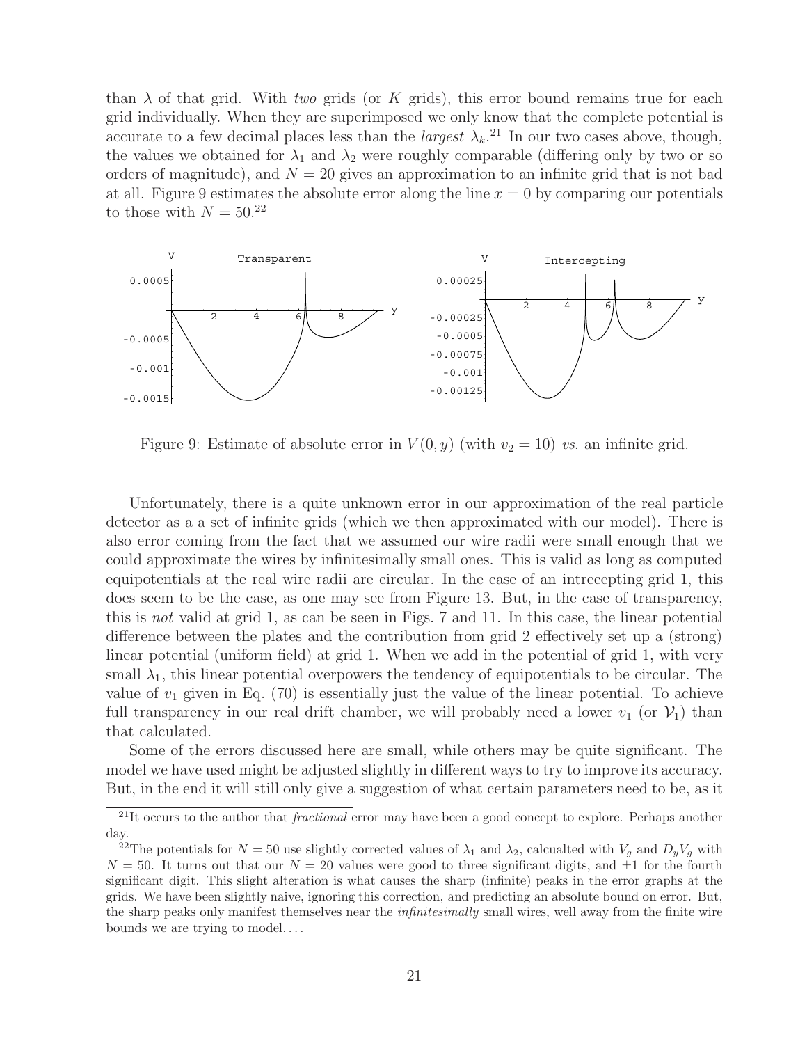than $\lambda$ of that grid. With *two* grids (or $K$ grids), this error bound remains true for each grid individually. When they are superimposed we only know that the complete potential is accurate to a few decimal places less than the *largest* $\lambda_k$.[21] In our two cases above, though, the values we obtained for $\lambda_1$ and $\lambda_2$ were roughly comparable (differing only by two or so orders of magnitude), and $N = 20$ gives an approximation to an infinite grid that is not bad at all. Figure 9 estimates the absolute error along the line $x = 0$ by comparing our potentials to those with $N = 50$.[22]

Figure 9: Estimate of absolute error in $V(0, y)$ (with $v_2 = 10$) *vs.* an infinite grid.

Unfortunately, there is a quite unknown error in our approximation of the real particle detector as a a set of infinite grids (which we then approximated with our model). There is also error coming from the fact that we assumed our wire radii were small enough that we could approximate the wires by infinitesimally small ones. This is valid as long as computed equipotentials at the real wire radii are circular. In the case of an intrecepting grid 1, this does seem to be the case, as one may see from Figure 13. But, in the case of transparency, this is *not* valid at grid 1, as can be seen in Figs. 7 and 11. In this case, the linear potential difference between the plates and the contribution from grid 2 effectively set up a (strong) linear potential (uniform field) at grid 1. When we add in the potential of grid 1, with very small $\lambda_1$, this linear potential overpowers the tendency of equipotentials to be circular. The value of $v_1$ given in Eq. (70) is essentially just the value of the linear potential. To achieve full transparency in our real drift chamber, we will probably need a lower $v_1$ (or $\mathcal{V}_1$) than that calculated.

Some of the errors discussed here are small, while others may be quite significant. The model we have used might be adjusted slightly in different ways to try to improve its accuracy. But, in the end it will still only give a suggestion of what certain parameters need to be, as it

[21] It occurs to the author that *fractional* error may have been a good concept to explore. Perhaps another day.

[22] The potentials for $N = 50$ use slightly corrected values of $\lambda_1$ and $\lambda_2$, calcualted with $V_g$ and $D_y V_g$ with $N = 50$. It turns out that our $N = 20$ values were good to three significant digits, and $\pm 1$ for the fourth significant digit. This slight alteration is what causes the sharp (infinite) peaks in the error graphs at the grids. We have been slightly naive, ignoring this correction, and predicting an absolute bound on error. But, the sharp peaks only manifest themselves near the *infinitesimally* small wires, well away from the finite wire bounds we are trying to model. . . .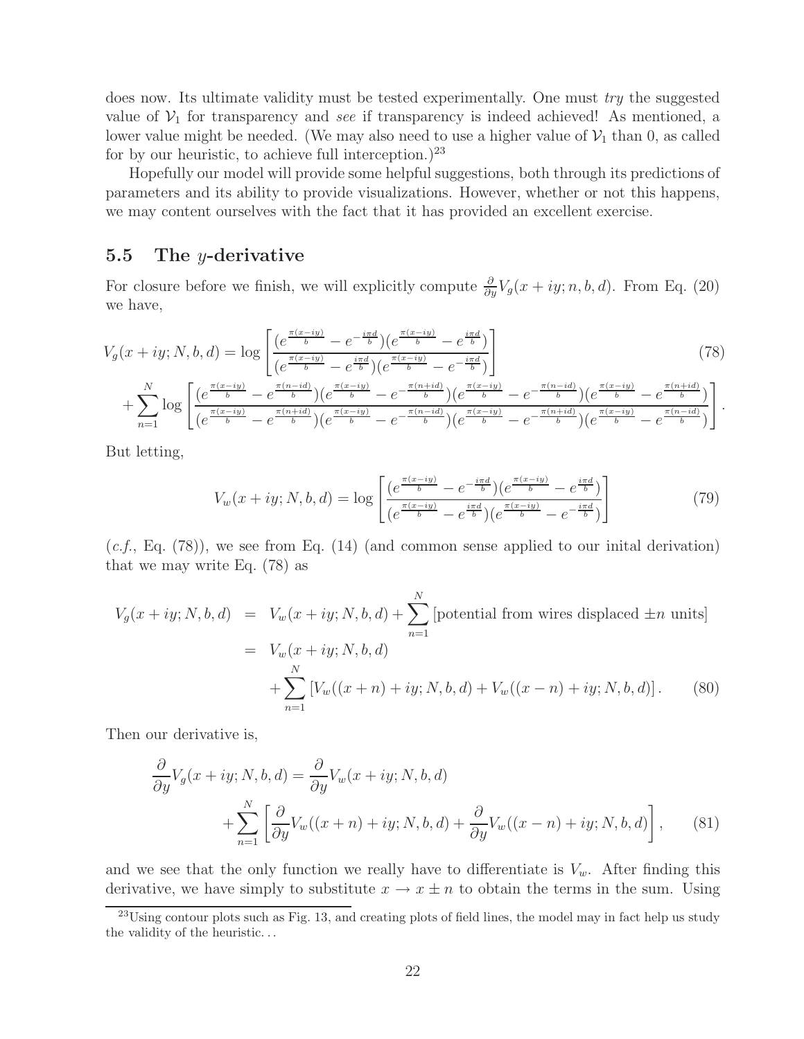does now. Its ultimate validity must be tested experimentally. One must *try* the suggested value of $\mathcal{V}_1$ for transparency and *see* if transparency is indeed achieved! As mentioned, a lower value might be needed. (We may also need to use a higher value of $\mathcal{V}_1$ than 0, as called for by our heuristic, to achieve full interception.)[23]

Hopefully our model will provide some helpful suggestions, both through its predictions of parameters and its ability to provide visualizations. However, whether or not this happens, we may content ourselves with the fact that it has provided an excellent exercise.

### 5.5 The $y$-derivative

For closure before we finish, we will explicitly compute $\frac{\partial}{\partial y} V_g(x+iy; n, b, d)$. From Eq. (20) we have,

$$
\begin{aligned}
V_g(x+iy; N, b, d) &= \log\left[\frac{(e^{\frac{\pi(x-iy)}{b}} - e^{-\frac{i\pi d}{b}})(e^{\frac{\pi(x-iy)}{b}} - e^{\frac{i\pi d}{b}})}{(e^{\frac{\pi(x-iy)}{b}} - e^{\frac{i\pi d}{b}})(e^{\frac{\pi(x-iy)}{b}} - e^{-\frac{i\pi d}{b}})}\right] \\
&+ \sum_{n=1}^{N} \log\left[\frac{(e^{\frac{\pi(x-iy)}{b}} - e^{\frac{\pi(n-id)}{b}})(e^{\frac{\pi(x-iy)}{b}} - e^{-\frac{\pi(n+id)}{b}})(e^{\frac{\pi(x-iy)}{b}} - e^{-\frac{\pi(n-id)}{b}})(e^{\frac{\pi(x-iy)}{b}} - e^{\frac{\pi(n+id)}{b}})}{(e^{\frac{\pi(x-iy)}{b}} - e^{\frac{\pi(n+id)}{b}})(e^{\frac{\pi(x-iy)}{b}} - e^{-\frac{\pi(n-id)}{b}})(e^{\frac{\pi(x-iy)}{b}} - e^{-\frac{\pi(n+id)}{b}})(e^{\frac{\pi(x-iy)}{b}} - e^{\frac{\pi(n-id)}{b}})}\right].
\end{aligned}
\tag{78}
$$

But letting,

$$
V_w(x+iy; N, b, d) = \log\left[\frac{(e^{\frac{\pi(x-iy)}{b}} - e^{-\frac{i\pi d}{b}})(e^{\frac{\pi(x-iy)}{b}} - e^{\frac{i\pi d}{b}})}{(e^{\frac{\pi(x-iy)}{b}} - e^{\frac{i\pi d}{b}})(e^{\frac{\pi(x-iy)}{b}} - e^{-\frac{i\pi d}{b}})}\right]
\tag{79}
$$

(*c.f.*, Eq. (78)), we see from Eq. (14) (and common sense applied to our inital derivation) that we may write Eq. (78) as

$$
\begin{aligned}
V_g(x+iy; N, b, d) &= V_w(x+iy; N, b, d) + \sum_{n=1}^{N} [\text{potential from wires displaced } \pm n \text{ units}] \\
&= V_w(x+iy; N, b, d) \\
&\quad + \sum_{n=1}^{N} \left[V_w((x+n)+iy; N, b, d) + V_w((x-n)+iy; N, b, d)\right].
\end{aligned}
\tag{80}
$$

Then our derivative is,

$$
\begin{aligned}
\frac{\partial}{\partial y} V_g(x+iy; N, b, d) &= \frac{\partial}{\partial y} V_w(x+iy; N, b, d) \\
&+ \sum_{n=1}^{N} \left[\frac{\partial}{\partial y} V_w((x+n)+iy; N, b, d) + \frac{\partial}{\partial y} V_w((x-n)+iy; N, b, d)\right],
\end{aligned}
\tag{81}
$$

and we see that the only function we really have to differentiate is $V_w$. After finding this derivative, we have simply to substitute $x \to x \pm n$ to obtain the terms in the sum. Using

[23] Using contour plots such as Fig. 13, and creating plots of field lines, the model may in fact help us study the validity of the heuristic. . .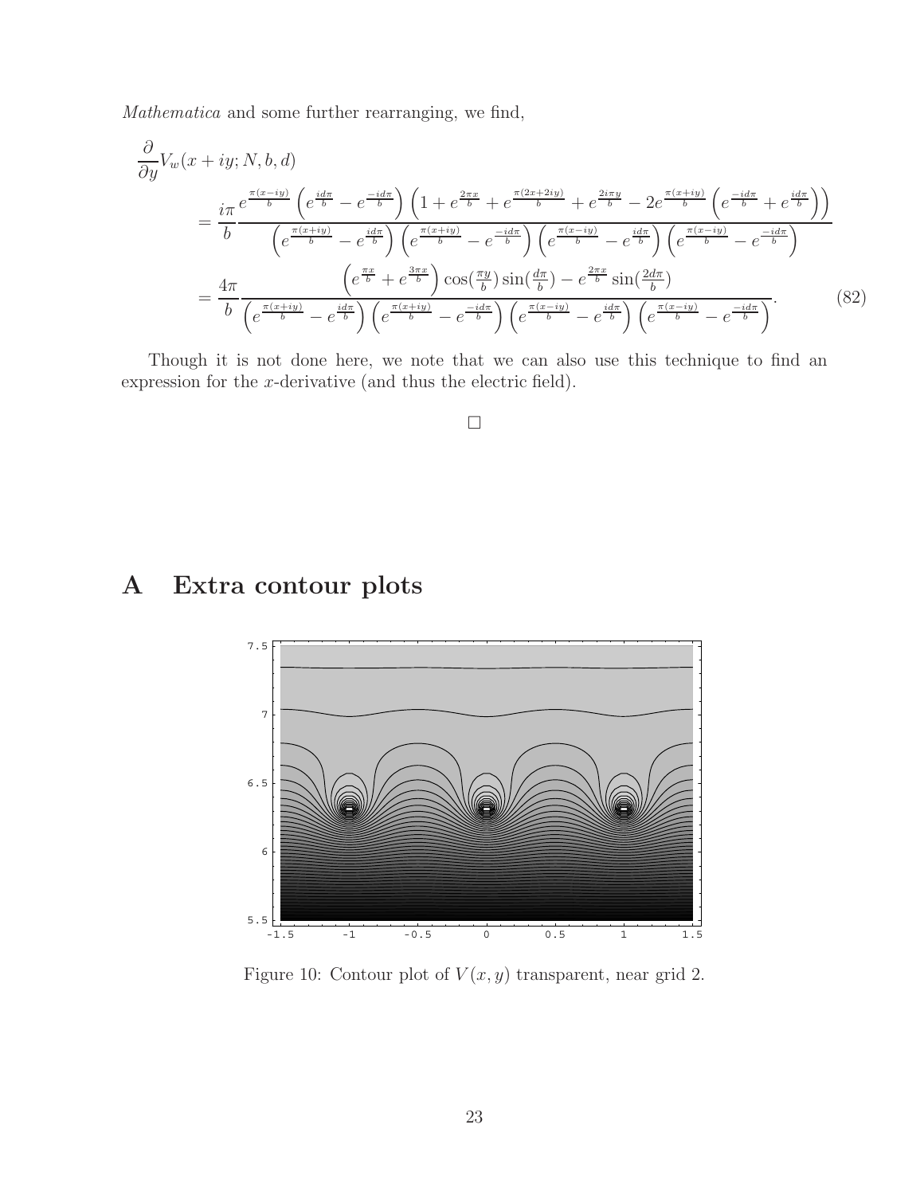*Mathematica* and some further rearranging, we find,

$$
\begin{aligned}
&\frac{\partial}{\partial y} V_w(x+iy; N, b, d) \\
&\quad = \frac{i\pi}{b} \frac{e^{\frac{\pi(x-iy)}{b}}\left(e^{\frac{id\pi}{b}} - e^{\frac{-id\pi}{b}}\right)\left(1 + e^{\frac{2\pi x}{b}} + e^{\frac{\pi(2x+2iy)}{b}} + e^{\frac{2i\pi y}{b}} - 2e^{\frac{\pi(x+iy)}{b}}\left(e^{\frac{-id\pi}{b}} + e^{\frac{id\pi}{b}}\right)\right)}{\left(e^{\frac{\pi(x+iy)}{b}} - e^{\frac{id\pi}{b}}\right)\left(e^{\frac{\pi(x+iy)}{b}} - e^{\frac{-id\pi}{b}}\right)\left(e^{\frac{\pi(x-iy)}{b}} - e^{\frac{id\pi}{b}}\right)\left(e^{\frac{\pi(x-iy)}{b}} - e^{\frac{-id\pi}{b}}\right)} \\
&\quad = \frac{4\pi}{b} \frac{\left(e^{\frac{\pi x}{b}} + e^{\frac{3\pi x}{b}}\right)\cos(\frac{\pi y}{b})\sin(\frac{d\pi}{b}) - e^{\frac{2\pi x}{b}}\sin(\frac{2d\pi}{b})}{\left(e^{\frac{\pi(x+iy)}{b}} - e^{\frac{id\pi}{b}}\right)\left(e^{\frac{\pi(x+iy)}{b}} - e^{\frac{-id\pi}{b}}\right)\left(e^{\frac{\pi(x-iy)}{b}} - e^{\frac{id\pi}{b}}\right)\left(e^{\frac{\pi(x-iy)}{b}} - e^{\frac{-id\pi}{b}}\right)}.
\end{aligned}
\tag{82}
$$

Though it is not done here, we note that we can also use this technique to find an expression for the $x$-derivative (and thus the electric field).

□

# A Extra contour plots

7.5
7
6.5
6
5.5
-1.5 -1 -0.5 0 0.5 1 1.5

Figure 10: Contour plot of $V(x, y)$ transparent, near grid 2.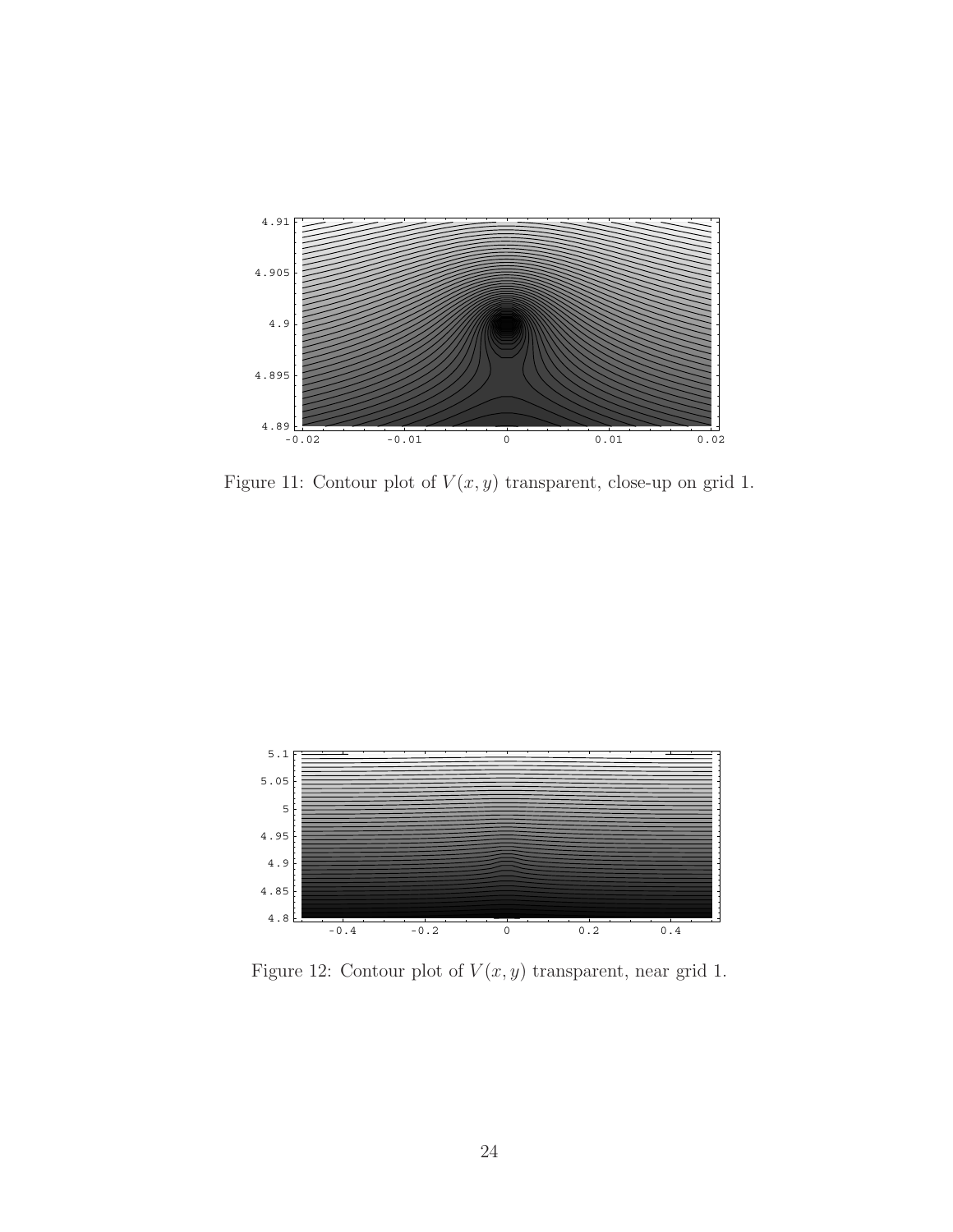4.91
4.905
4.9
4.895
4.89
-0.02
-0.01
0
0.01
0.02

Figure 11: Contour plot of $V(x, y)$ transparent, close-up on grid 1.

5.1
5.05
5
4.95
4.9
4.85
4.8
-0.4
-0.2
0
0.2
0.4

Figure 12: Contour plot of $V(x, y)$ transparent, near grid 1.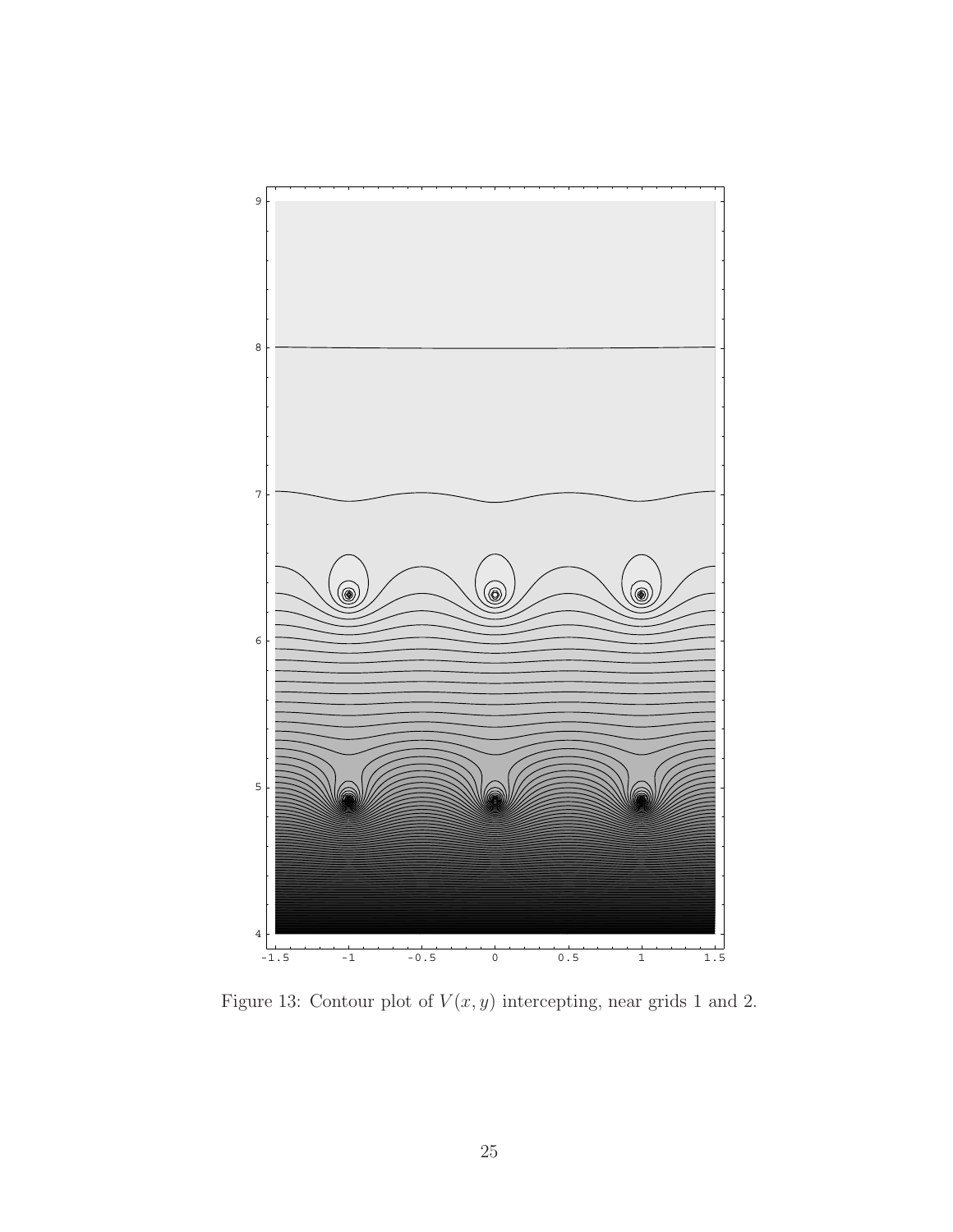9

8

7

6

5

4

-1.5 -1 -0.5 0 0.5 1 1.5

Figure 13: Contour plot of $V(x, y)$ intercepting, near grids 1 and 2.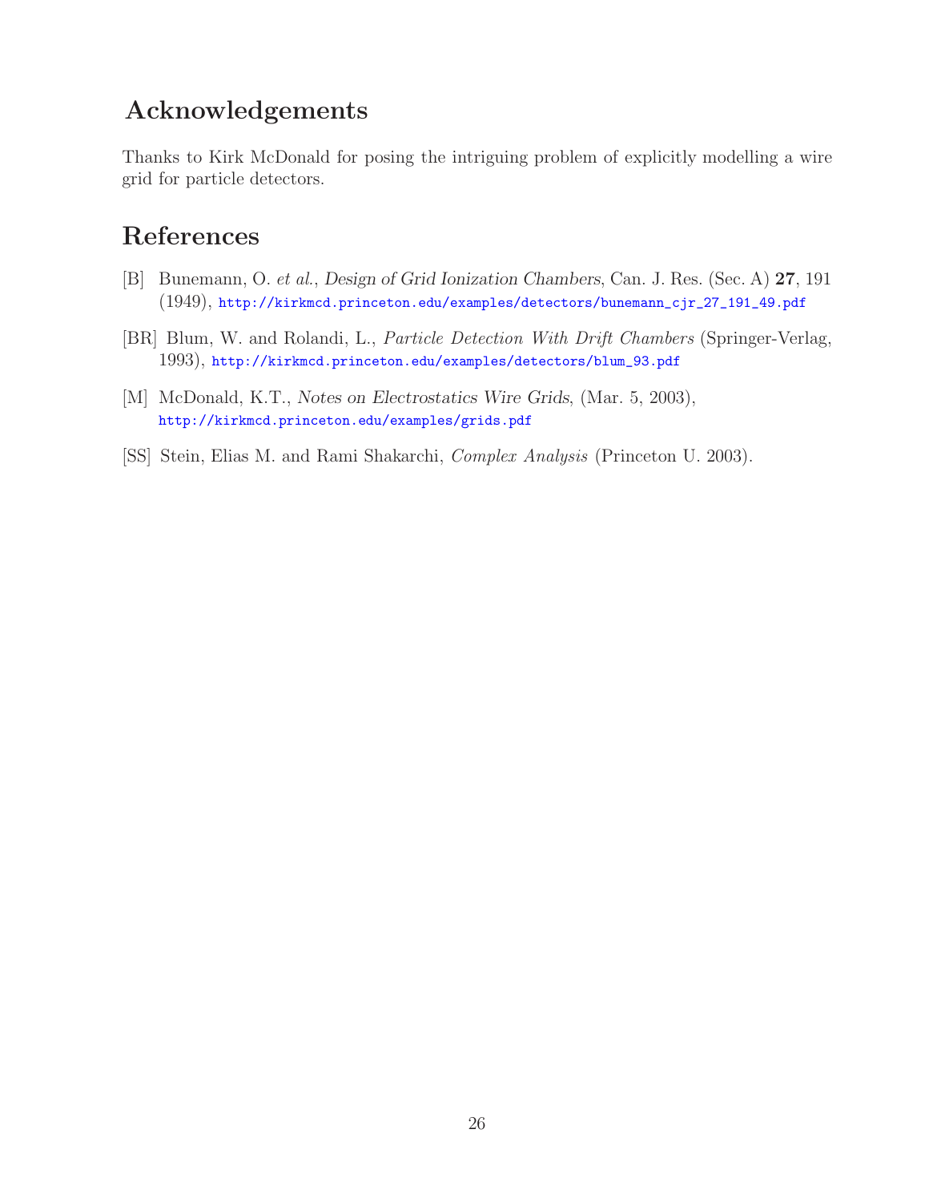## Acknowledgements

Thanks to Kirk McDonald for posing the intriguing problem of explicitly modelling a wire grid for particle detectors.

## References

[B] Bunemann, O. *et al.*, *Design of Grid Ionization Chambers*, Can. J. Res. (Sec. A) **27**, 191 (1949), http://kirkmcd.princeton.edu/examples/detectors/bunemann_cjr_27_191_49.pdf

[BR] Blum, W. and Rolandi, L., *Particle Detection With Drift Chambers* (Springer-Verlag, 1993), http://kirkmcd.princeton.edu/examples/detectors/blum_93.pdf

[M] McDonald, K.T., *Notes on Electrostatics Wire Grids*, (Mar. 5, 2003), http://kirkmcd.princeton.edu/examples/grids.pdf

[SS] Stein, Elias M. and Rami Shakarchi, *Complex Analysis* (Princeton U. 2003).